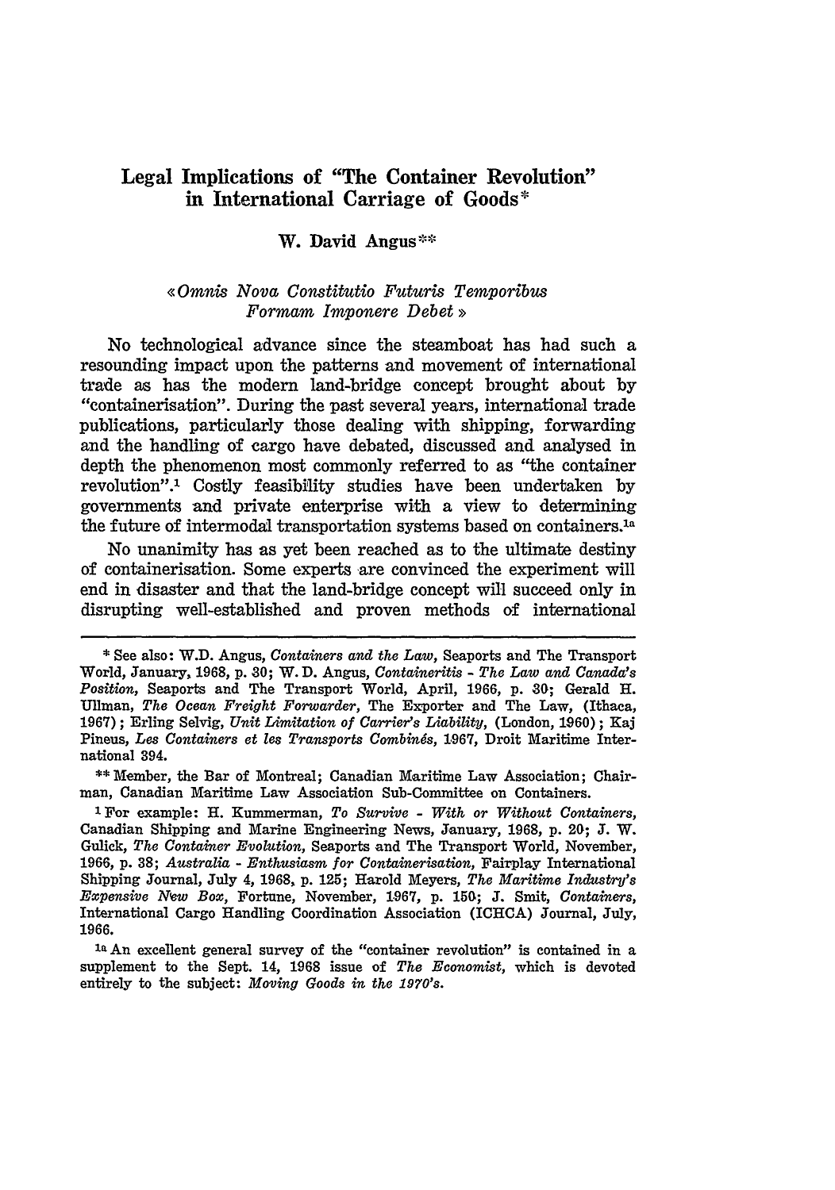# Legal Implications of "The Container Revolution" in International Carriage of Goods*

**W. David Angus****

*«Omnis Nova Constitutio Futuris Temporibus Formam Imponere Debet»*

No technological advance since the steamboat has had such a resounding impact upon the patterns and movement of international trade as has the modern land-bridge concept brought about by "containerisation". During the past several years, international trade publications, particularly those dealing with shipping, forwarding and the handling of cargo have debated, discussed and analysed in depth the phenomenon most commonly referred to as "the container revolution".[1] Costly feasibility studies have been undertaken by governments and private enterprise with a view to determining the future of intermodal transportation systems based on containers.[1a]

No unanimity has as yet been reached as to the ultimate destiny of containerisation. Some experts are convinced the experiment will end in disaster and that the land-bridge concept will succeed only in disrupting well-established and proven methods of international

---

\* See also: W.D. Angus, *Containers and the Law*, Seaports and The Transport World, January, 1968, p. 30; W. D. Angus, *Containeritis - The Law and Canada's Position*, Seaports and The Transport World, April, 1966, p. 30; Gerald H. Ullman, *The Ocean Freight Forwarder*, The Exporter and The Law, (Ithaca, 1967); Erling Selvig, *Unit Limitation of Carrier's Liability*, (London, 1960); Kaj Pineus, *Les Containers et les Transports Combinés*, 1967, Droit Maritime International 394.

\*\* Member, the Bar of Montreal; Canadian Maritime Law Association; Chairman, Canadian Maritime Law Association Sub-Committee on Containers.

[1] For example: H. Kummerman, *To Survive - With or Without Containers*, Canadian Shipping and Marine Engineering News, January, 1968, p. 20; J. W. Gulick, *The Container Evolution*, Seaports and The Transport World, November, 1966, p. 38; *Australia - Enthusiasm for Containerisation*, Fairplay International Shipping Journal, July 4, 1968, p. 125; Harold Meyers, *The Maritime Industry's Expensive New Box*, Fortune, November, 1967, p. 150; J. Smit, *Containers*, International Cargo Handling Coordination Association (ICHCA) Journal, July, 1966.

[1a] An excellent general survey of the "container revolution" is contained in a supplement to the Sept. 14, 1968 issue of *The Economist*, which is devoted entirely to the subject: *Moving Goods in the 1970's*.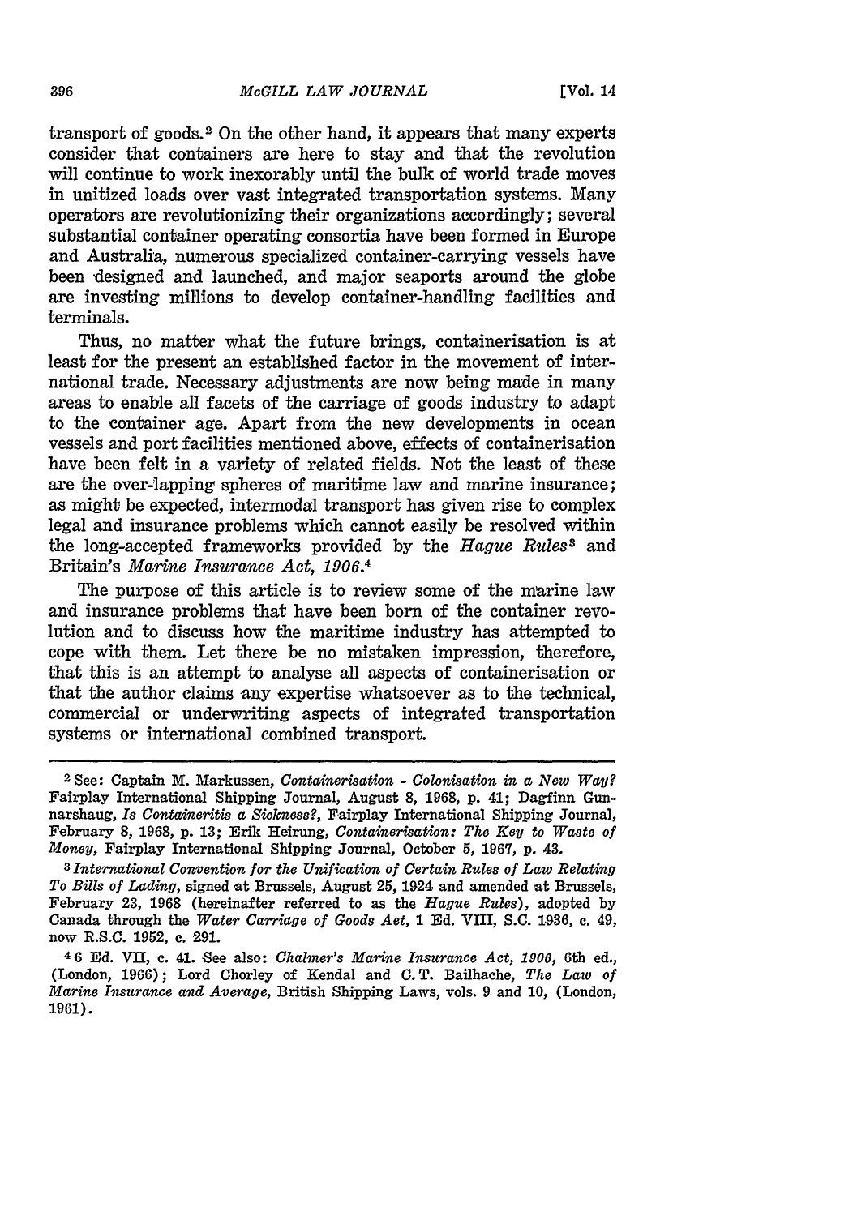transport of goods.[2] On the other hand, it appears that many experts consider that containers are here to stay and that the revolution will continue to work inexorably until the bulk of world trade moves in unitized loads over vast integrated transportation systems. Many operators are revolutionizing their organizations accordingly; several substantial container operating consortia have been formed in Europe and Australia, numerous specialized container-carrying vessels have been designed and launched, and major seaports around the globe are investing millions to develop container-handling facilities and terminals.

Thus, no matter what the future brings, containerisation is at least for the present an established factor in the movement of international trade. Necessary adjustments are now being made in many areas to enable all facets of the carriage of goods industry to adapt to the container age. Apart from the new developments in ocean vessels and port facilities mentioned above, effects of containerisation have been felt in a variety of related fields. Not the least of these are the over-lapping spheres of maritime law and marine insurance; as might be expected, intermodal transport has given rise to complex legal and insurance problems which cannot easily be resolved within the long-accepted frameworks provided by the *Hague Rules*[3] and Britain's *Marine Insurance Act, 1906*.[4]

The purpose of this article is to review some of the marine law and insurance problems that have been born of the container revolution and to discuss how the maritime industry has attempted to cope with them. Let there be no mistaken impression, therefore, that this is an attempt to analyse all aspects of containerisation or that the author claims any expertise whatsoever as to the technical, commercial or underwriting aspects of integrated transportation systems or international combined transport.

---

[2] See: Captain M. Markussen, *Containerisation - Colonisation in a New Way?* Fairplay International Shipping Journal, August 8, 1968, p. 41; Dagfinn Gunnarshaug, *Is Containeritis a Sickness?*, Fairplay International Shipping Journal, February 8, 1968, p. 13; Erik Heirung, *Containerisation: The Key to Waste of Money*, Fairplay International Shipping Journal, October 5, 1967, p. 43.

[3] *International Convention for the Unification of Certain Rules of Law Relating To Bills of Lading*, signed at Brussels, August 25, 1924 and amended at Brussels, February 23, 1968 (hereinafter referred to as the *Hague Rules*), adopted by Canada through the *Water Carriage of Goods Act*, 1 Ed. VIII, S.C. 1936, c. 49, now R.S.C. 1952, c. 291.

[4] 6 Ed. VII, c. 41. See also: *Chalmer's Marine Insurance Act, 1906*, 6th ed., (London, 1966); Lord Chorley of Kendal and C. T. Bailhache, *The Law of Marine Insurance and Average*, British Shipping Laws, vols. 9 and 10, (London, 1961).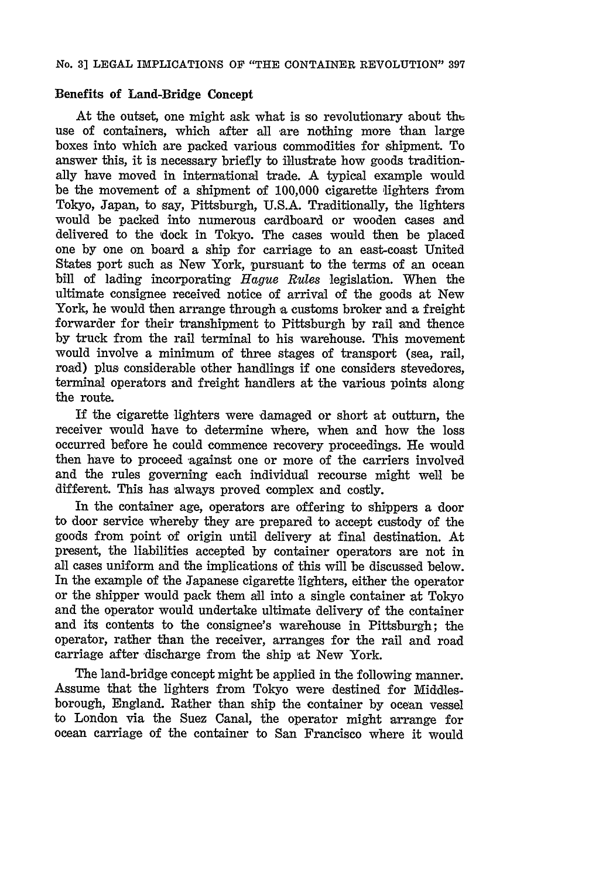### Benefits of Land-Bridge Concept

At the outset, one might ask what is so revolutionary about the use of containers, which after all are nothing more than large boxes into which are packed various commodities for shipment. To answer this, it is necessary briefly to illustrate how goods traditionally have moved in international trade. A typical example would be the movement of a shipment of 100,000 cigarette lighters from Tokyo, Japan, to say, Pittsburgh, U.S.A. Traditionally, the lighters would be packed into numerous cardboard or wooden cases and delivered to the dock in Tokyo. The cases would then be placed one by one on board a ship for carriage to an east-coast United States port such as New York, pursuant to the terms of an ocean bill of lading incorporating *Hague Rules* legislation. When the ultimate consignee received notice of arrival of the goods at New York, he would then arrange through a customs broker and a freight forwarder for their transhipment to Pittsburgh by rail and thence by truck from the rail terminal to his warehouse. This movement would involve a minimum of three stages of transport (sea, rail, road) plus considerable other handlings if one considers stevedores, terminal operators and freight handlers at the various points along the route.

If the cigarette lighters were damaged or short at outturn, the receiver would have to determine where, when and how the loss occurred before he could commence recovery proceedings. He would then have to proceed against one or more of the carriers involved and the rules governing each individual recourse might well be different. This has always proved complex and costly.

In the container age, operators are offering to shippers a door to door service whereby they are prepared to accept custody of the goods from point of origin until delivery at final destination. At present, the liabilities accepted by container operators are not in all cases uniform and the implications of this will be discussed below. In the example of the Japanese cigarette lighters, either the operator or the shipper would pack them all into a single container at Tokyo and the operator would undertake ultimate delivery of the container and its contents to the consignee's warehouse in Pittsburgh; the operator, rather than the receiver, arranges for the rail and road carriage after discharge from the ship at New York.

The land-bridge concept might be applied in the following manner. Assume that the lighters from Tokyo were destined for Middlesborough, England. Rather than ship the container by ocean vessel to London via the Suez Canal, the operator might arrange for ocean carriage of the container to San Francisco where it would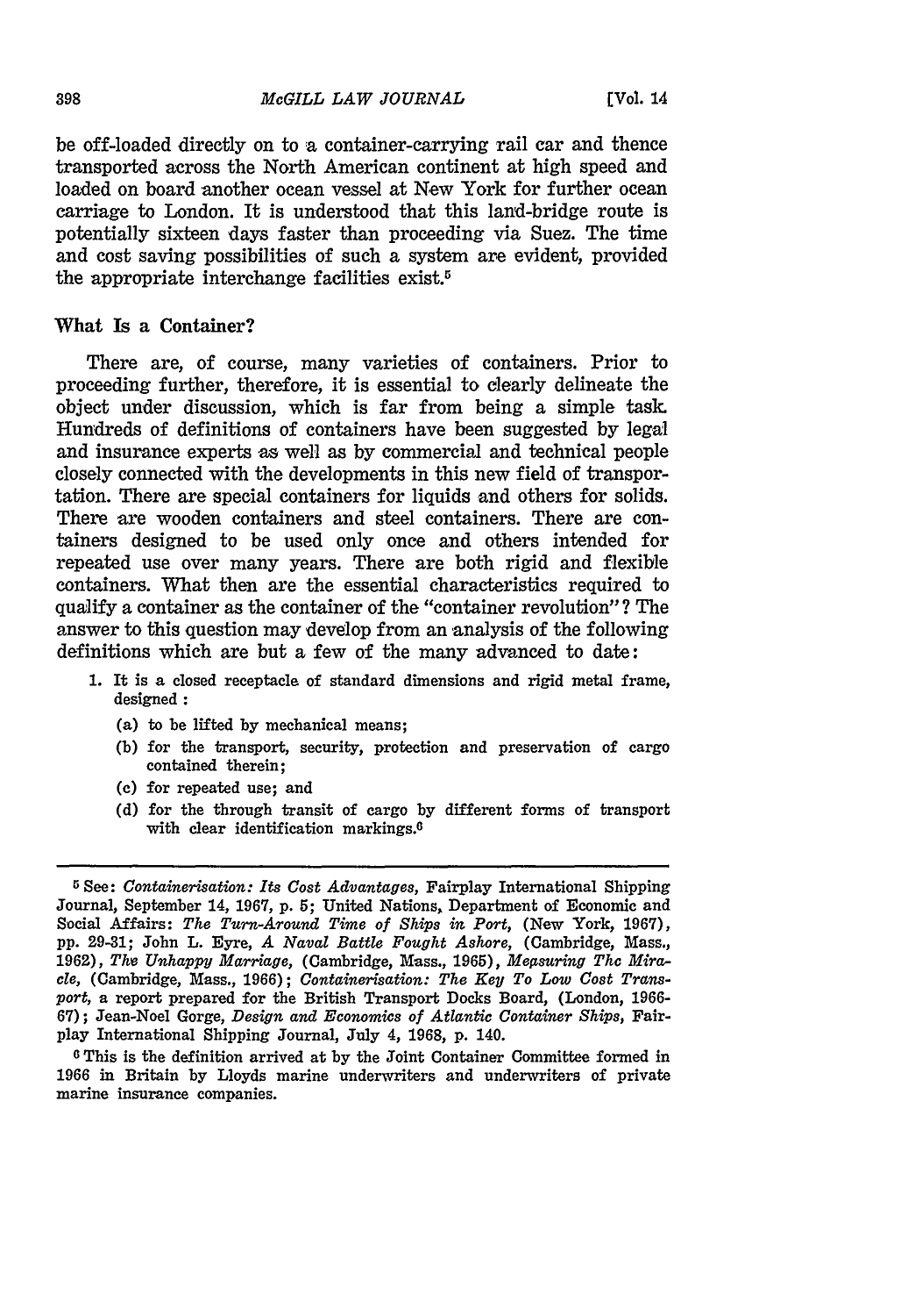be off-loaded directly on to a container-carrying rail car and thence transported across the North American continent at high speed and loaded on board another ocean vessel at New York for further ocean carriage to London. It is understood that this land-bridge route is potentially sixteen days faster than proceeding via Suez. The time and cost saving possibilities of such a system are evident, provided the appropriate interchange facilities exist.[5]

### What Is a Container?

There are, of course, many varieties of containers. Prior to proceeding further, therefore, it is essential to clearly delineate the object under discussion, which is far from being a simple task. Hundreds of definitions of containers have been suggested by legal and insurance experts as well as by commercial and technical people closely connected with the developments in this new field of transportation. There are special containers for liquids and others for solids. There are wooden containers and steel containers. There are containers designed to be used only once and others intended for repeated use over many years. There are both rigid and flexible containers. What then are the essential characteristics required to qualify a container as the container of the "container revolution"? The answer to this question may develop from an analysis of the following definitions which are but a few of the many advanced to date:

1. It is a closed receptacle of standard dimensions and rigid metal frame, designed :
   - (a) to be lifted by mechanical means;
   - (b) for the transport, security, protection and preservation of cargo contained therein;
   - (c) for repeated use; and
   - (d) for the through transit of cargo by different forms of transport with clear identification markings.[6]

---

[5] See: *Containerisation: Its Cost Advantages*, Fairplay International Shipping Journal, September 14, 1967, p. 5; United Nations, Department of Economic and Social Affairs: *The Turn-Around Time of Ships in Port*, (New York, 1967), pp. 29-31; John L. Eyre, *A Naval Battle Fought Ashore*, (Cambridge, Mass., 1962), *The Unhappy Marriage*, (Cambridge, Mass., 1965), *Measuring The Miracle*, (Cambridge, Mass., 1966); *Containerisation: The Key To Low Cost Transport*, a report prepared for the British Transport Docks Board, (London, 1966-67); Jean-Noel Gorge, *Design and Economics of Atlantic Container Ships*, Fairplay International Shipping Journal, July 4, 1968, p. 140.

[6] This is the definition arrived at by the Joint Container Committee formed in 1966 in Britain by Lloyds marine underwriters and underwriters of private marine insurance companies.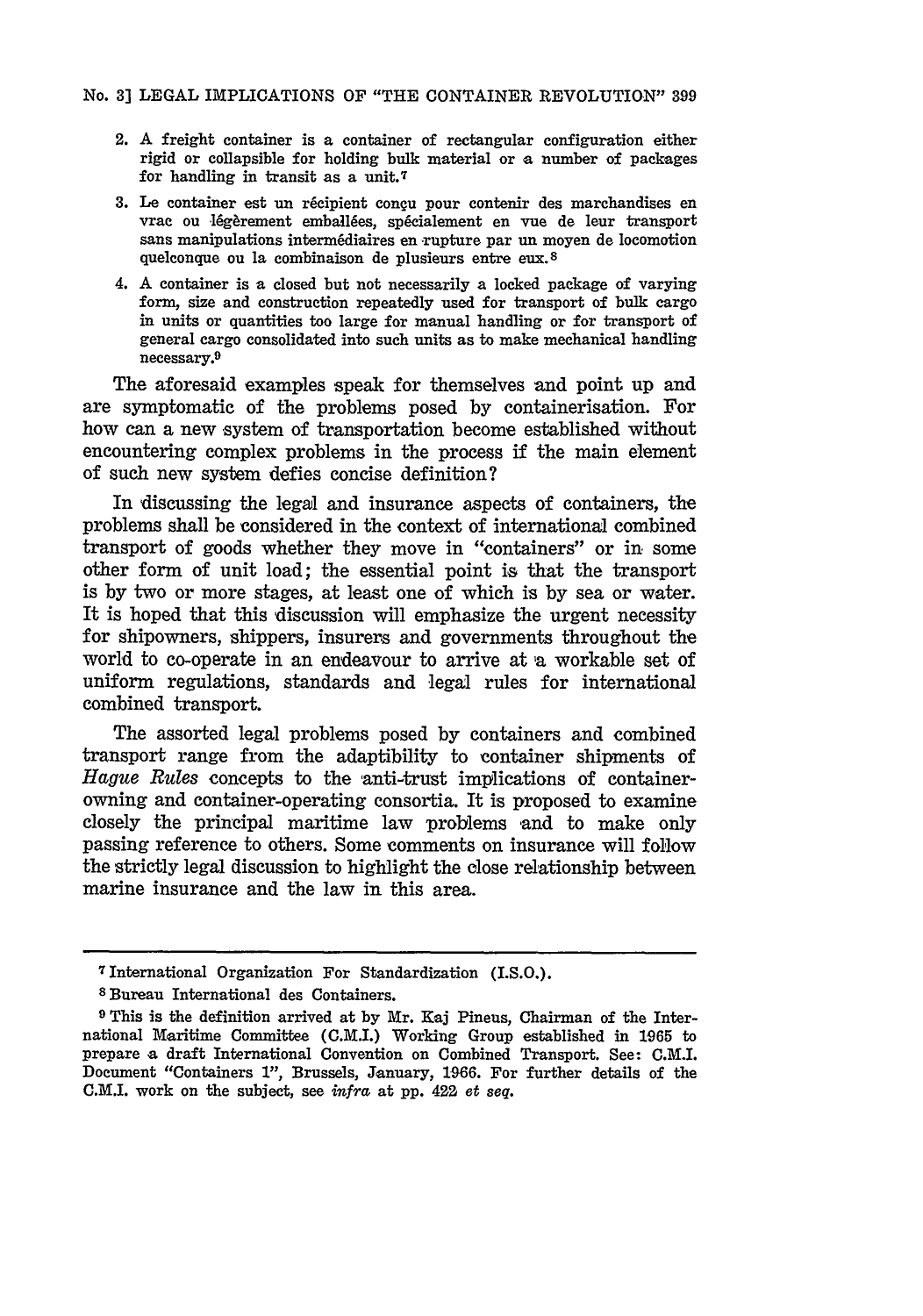2. A freight container is a container of rectangular configuration either rigid or collapsible for holding bulk material or a number of packages for handling in transit as a unit.[7]
3. Le container est un récipient conçu pour contenir des marchandises en vrac ou légèrement emballées, spécialement en vue de leur transport sans manipulations intermédiaires en rupture par un moyen de locomotion quelconque ou la combinaison de plusieurs entre eux.[8]
4. A container is a closed but not necessarily a locked package of varying form, size and construction repeatedly used for transport of bulk cargo in units or quantities too large for manual handling or for transport of general cargo consolidated into such units as to make mechanical handling necessary.[9]

The aforesaid examples speak for themselves and point up and are symptomatic of the problems posed by containerisation. For how can a new system of transportation become established without encountering complex problems in the process if the main element of such new system defies concise definition?

In discussing the legal and insurance aspects of containers, the problems shall be considered in the context of international combined transport of goods whether they move in "containers" or in some other form of unit load; the essential point is that the transport is by two or more stages, at least one of which is by sea or water. It is hoped that this discussion will emphasize the urgent necessity for shipowners, shippers, insurers and governments throughout the world to co-operate in an endeavour to arrive at a workable set of uniform regulations, standards and legal rules for international combined transport.

The assorted legal problems posed by containers and combined transport range from the adaptibility to container shipments of *Hague Rules* concepts to the anti-trust implications of container-owning and container-operating consortia. It is proposed to examine closely the principal maritime law problems and to make only passing reference to others. Some comments on insurance will follow the strictly legal discussion to highlight the close relationship between marine insurance and the law in this area.

---

[7] International Organization For Standardization (I.S.O.).

[8] Bureau International des Containers.

[9] This is the definition arrived at by Mr. Kaj Pineus, Chairman of the International Maritime Committee (C.M.I.) Working Group established in 1965 to prepare a draft International Convention on Combined Transport. See: C.M.I. Document "Containers 1", Brussels, January, 1966. For further details of the C.M.I. work on the subject, see *infra* at pp. 422 *et seq.*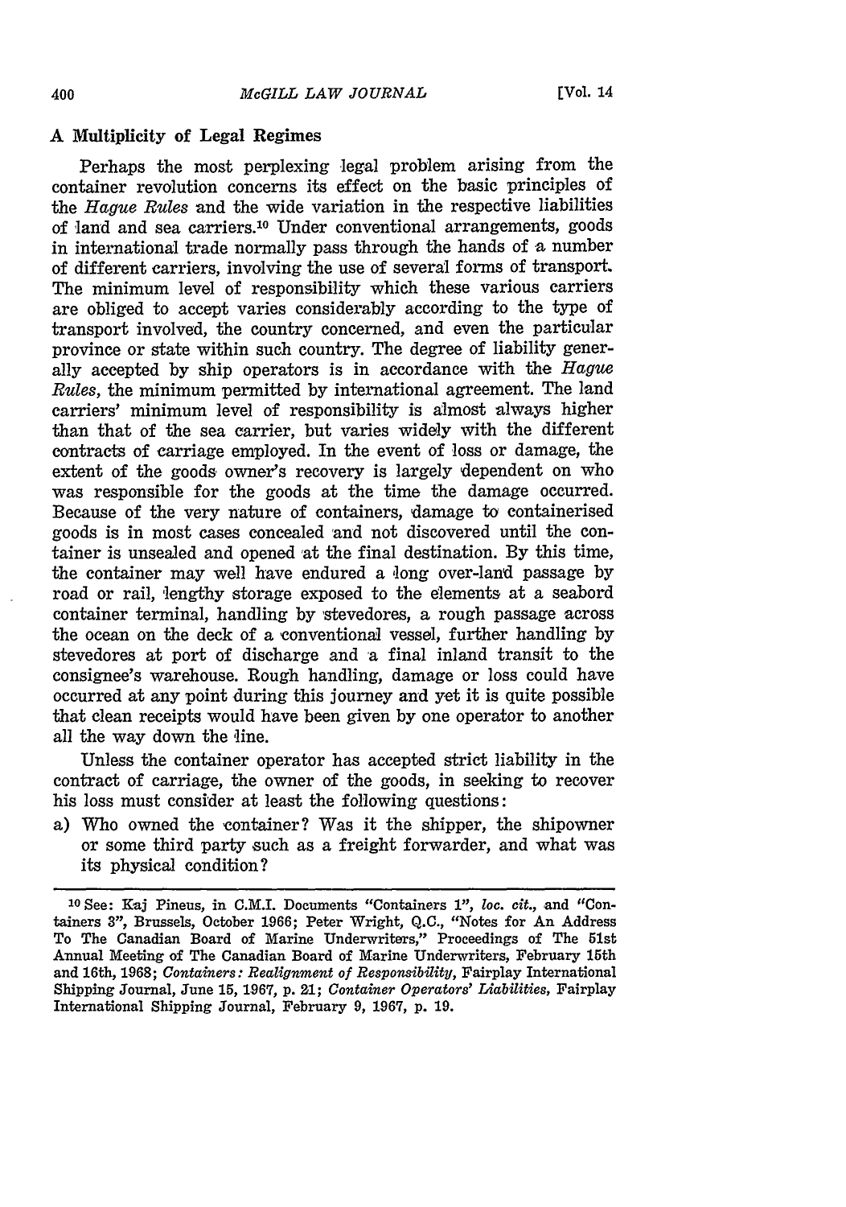### A Multiplicity of Legal Regimes

Perhaps the most perplexing legal problem arising from the container revolution concerns its effect on the basic principles of the *Hague Rules* and the wide variation in the respective liabilities of land and sea carriers.[10] Under conventional arrangements, goods in international trade normally pass through the hands of a number of different carriers, involving the use of several forms of transport. The minimum level of responsibility which these various carriers are obliged to accept varies considerably according to the type of transport involved, the country concerned, and even the particular province or state within such country. The degree of liability generally accepted by ship operators is in accordance with the *Hague Rules*, the minimum permitted by international agreement. The land carriers' minimum level of responsibility is almost always higher than that of the sea carrier, but varies widely with the different contracts of carriage employed. In the event of loss or damage, the extent of the goods owner's recovery is largely dependent on who was responsible for the goods at the time the damage occurred. Because of the very nature of containers, damage to containerised goods is in most cases concealed and not discovered until the container is unsealed and opened at the final destination. By this time, the container may well have endured a long over-land passage by road or rail, lengthy storage exposed to the elements at a seabord container terminal, handling by stevedores, a rough passage across the ocean on the deck of a conventional vessel, further handling by stevedores at port of discharge and a final inland transit to the consignee's warehouse. Rough handling, damage or loss could have occurred at any point during this journey and yet it is quite possible that clean receipts would have been given by one operator to another all the way down the line.

Unless the container operator has accepted strict liability in the contract of carriage, the owner of the goods, in seeking to recover his loss must consider at least the following questions:

a) Who owned the container? Was it the shipper, the shipowner or some third party such as a freight forwarder, and what was its physical condition?

---

[10] See: Kaj Pineus, in C.M.I. Documents "Containers 1", *loc. cit.*, and "Containers 3", Brussels, October 1966; Peter Wright, Q.C., "Notes for An Address To The Canadian Board of Marine Underwriters," Proceedings of The 51st Annual Meeting of The Canadian Board of Marine Underwriters, February 15th and 16th, 1968; *Containers: Realignment of Responsibility*, Fairplay International Shipping Journal, June 15, 1967, p. 21; *Container Operators' Liabilities*, Fairplay International Shipping Journal, February 9, 1967, p. 19.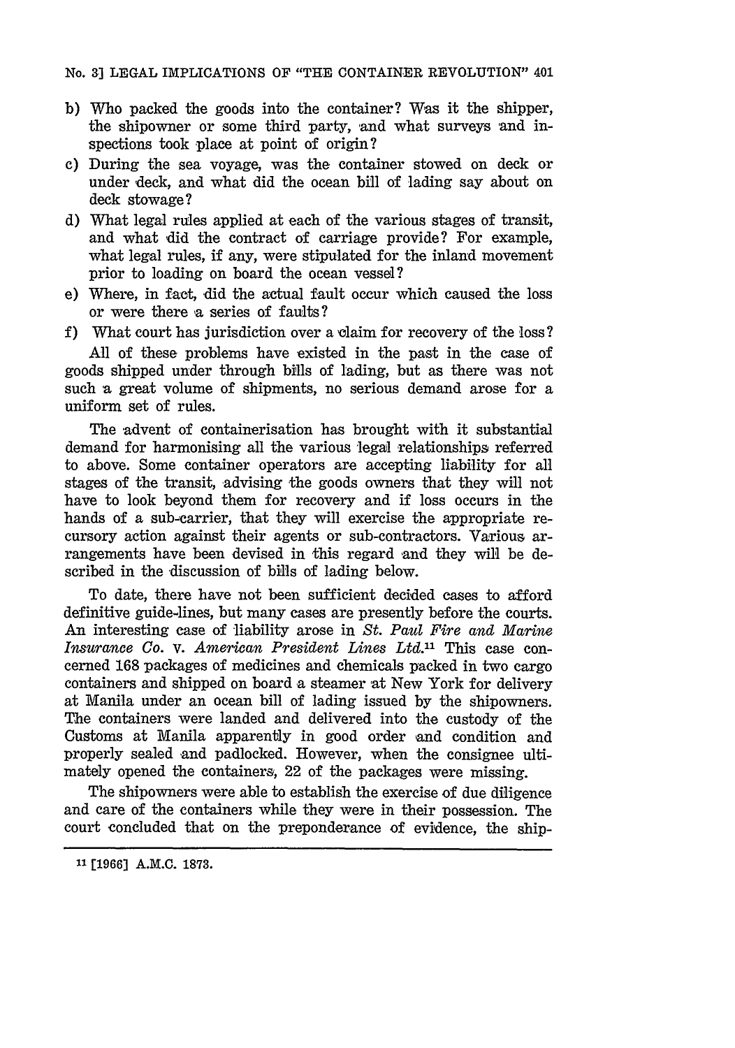b) Who packed the goods into the container? Was it the shipper, the shipowner or some third party, and what surveys and inspections took place at point of origin?
c) During the sea voyage, was the container stowed on deck or under deck, and what did the ocean bill of lading say about on deck stowage?
d) What legal rules applied at each of the various stages of transit, and what did the contract of carriage provide? For example, what legal rules, if any, were stipulated for the inland movement prior to loading on board the ocean vessel?
e) Where, in fact, did the actual fault occur which caused the loss or were there a series of faults?
f) What court has jurisdiction over a claim for recovery of the loss?

All of these problems have existed in the past in the case of goods shipped under through bills of lading, but as there was not such a great volume of shipments, no serious demand arose for a uniform set of rules.

The advent of containerisation has brought with it substantial demand for harmonising all the various legal relationships referred to above. Some container operators are accepting liability for all stages of the transit, advising the goods owners that they will not have to look beyond them for recovery and if loss occurs in the hands of a sub-carrier, that they will exercise the appropriate recursory action against their agents or sub-contractors. Various arrangements have been devised in this regard and they will be described in the discussion of bills of lading below.

To date, there have not been sufficient decided cases to afford definitive guide-lines, but many cases are presently before the courts. An interesting case of liability arose in *St. Paul Fire and Marine Insurance Co.* v. *American President Lines Ltd.*[11] This case concerned 168 packages of medicines and chemicals packed in two cargo containers and shipped on board a steamer at New York for delivery at Manila under an ocean bill of lading issued by the shipowners. The containers were landed and delivered into the custody of the Customs at Manila apparently in good order and condition and properly sealed and padlocked. However, when the consignee ultimately opened the containers, 22 of the packages were missing.

The shipowners were able to establish the exercise of due diligence and care of the containers while they were in their possession. The court concluded that on the preponderance of evidence, the ship-

[11] [1966] A.M.C. 1873.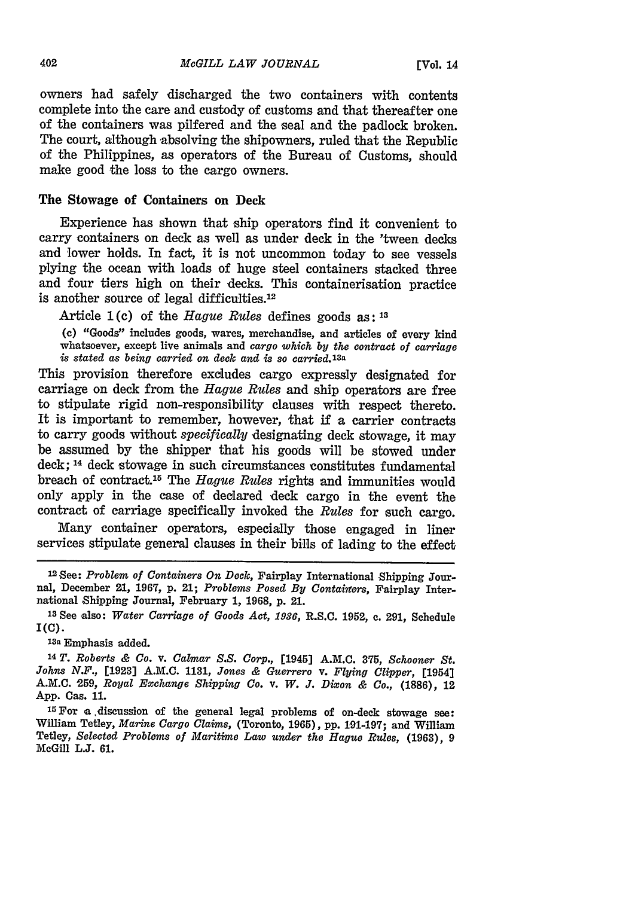owners had safely discharged the two containers with contents complete into the care and custody of customs and that thereafter one of the containers was pilfered and the seal and the padlock broken. The court, although absolving the shipowners, ruled that the Republic of the Philippines, as operators of the Bureau of Customs, should make good the loss to the cargo owners.

### The Stowage of Containers on Deck

Experience has shown that ship operators find it convenient to carry containers on deck as well as under deck in the 'tween decks and lower holds. In fact, it is not uncommon today to see vessels plying the ocean with loads of huge steel containers stacked three and four tiers high on their decks. This containerisation practice is another source of legal difficulties.[12]

Article 1(c) of the *Hague Rules* defines goods as: [13]

> (c) "Goods" includes goods, wares, merchandise, and articles of every kind whatsoever, except live animals and *cargo which by the contract of carriage is stated as being carried on deck and is so carried.*[13a]

This provision therefore excludes cargo expressly designated for carriage on deck from the *Hague Rules* and ship operators are free to stipulate rigid non-responsibility clauses with respect thereto. It is important to remember, however, that if a carrier contracts to carry goods without *specifically* designating deck stowage, it may be assumed by the shipper that his goods will be stowed under deck; [14] deck stowage in such circumstances constitutes fundamental breach of contract.[15] The *Hague Rules* rights and immunities would only apply in the case of declared deck cargo in the event the contract of carriage specifically invoked the *Rules* for such cargo.

Many container operators, especially those engaged in liner services stipulate general clauses in their bills of lading to the effect

---

[12] See: *Problem of Containers On Deck*, Fairplay International Shipping Journal, December 21, 1967, p. 21; *Problems Posed By Containers*, Fairplay International Shipping Journal, February 1, 1968, p. 21.

[13] See also: *Water Carriage of Goods Act, 1936*, R.S.C. 1952, c. 291, Schedule I(C).

[13a] Emphasis added.

[14] *T. Roberts & Co.* v. *Calmar S.S. Corp.*, [1945] A.M.C. 375, *Schooner St. Johns N.F.*, [1923] A.M.C. 1131, *Jones & Guerrero* v. *Flying Clipper*, [1954] A.M.C. 259, *Royal Exchange Shipping Co.* v. *W. J. Dixon & Co.*, (1886), 12 App. Cas. 11.

[15] For a discussion of the general legal problems of on-deck stowage see: William Tetley, *Marine Cargo Claims*, (Toronto, 1965), pp. 191-197; and William Tetley, *Selected Problems of Maritime Law under the Hague Rules*, (1963), 9 McGill L.J. 61.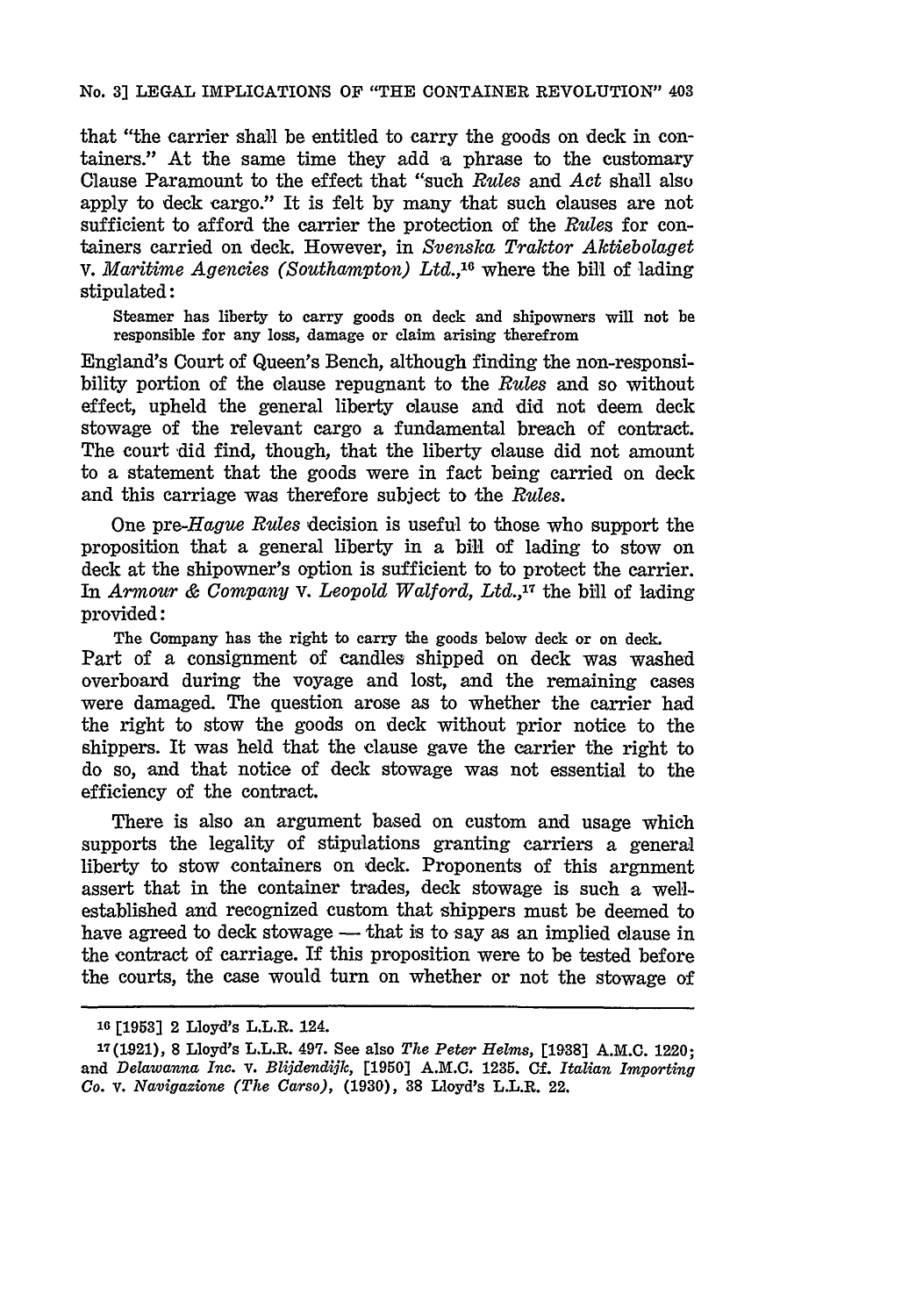that "the carrier shall be entitled to carry the goods on deck in containers." At the same time they add a phrase to the customary Clause Paramount to the effect that "such *Rules* and *Act* shall also apply to deck cargo." It is felt by many that such clauses are not sufficient to afford the carrier the protection of the *Rules* for containers carried on deck. However, in *Svenska Traktor Aktiebolaget* v. *Maritime Agencies (Southampton) Ltd.*,[16] where the bill of lading stipulated:

> Steamer has liberty to carry goods on deck and shipowners will not be responsible for any loss, damage or claim arising therefrom

England's Court of Queen's Bench, although finding the non-responsibility portion of the clause repugnant to the *Rules* and so without effect, upheld the general liberty clause and did not deem deck stowage of the relevant cargo a fundamental breach of contract. The court did find, though, that the liberty clause did not amount to a statement that the goods were in fact being carried on deck and this carriage was therefore subject to the *Rules*.

One pre-*Hague Rules* decision is useful to those who support the proposition that a general liberty in a bill of lading to stow on deck at the shipowner's option is sufficient to to protect the carrier. In *Armour & Company* v. *Leopold Walford, Ltd.*,[17] the bill of lading provided:

> The Company has the right to carry the goods below deck or on deck.

Part of a consignment of candles shipped on deck was washed overboard during the voyage and lost, and the remaining cases were damaged. The question arose as to whether the carrier had the right to stow the goods on deck without prior notice to the shippers. It was held that the clause gave the carrier the right to do so, and that notice of deck stowage was not essential to the efficiency of the contract.

There is also an argument based on custom and usage which supports the legality of stipulations granting carriers a general liberty to stow containers on deck. Proponents of this argnment assert that in the container trades, deck stowage is such a well-established and recognized custom that shippers must be deemed to have agreed to deck stowage — that is to say as an implied clause in the contract of carriage. If this proposition were to be tested before the courts, the case would turn on whether or not the stowage of

---

[16] [1953] 2 Lloyd's L.L.R. 124.

[17] (1921), 8 Lloyd's L.L.R. 497. See also *The Peter Helms*, [1938] A.M.C. 1220; and *Delawanna Inc.* v. *Blijdendijk*, [1950] A.M.C. 1235. Cf. *Italian Importing Co.* v. *Navigazione (The Carso)*, (1930), 38 Lloyd's L.L.R. 22.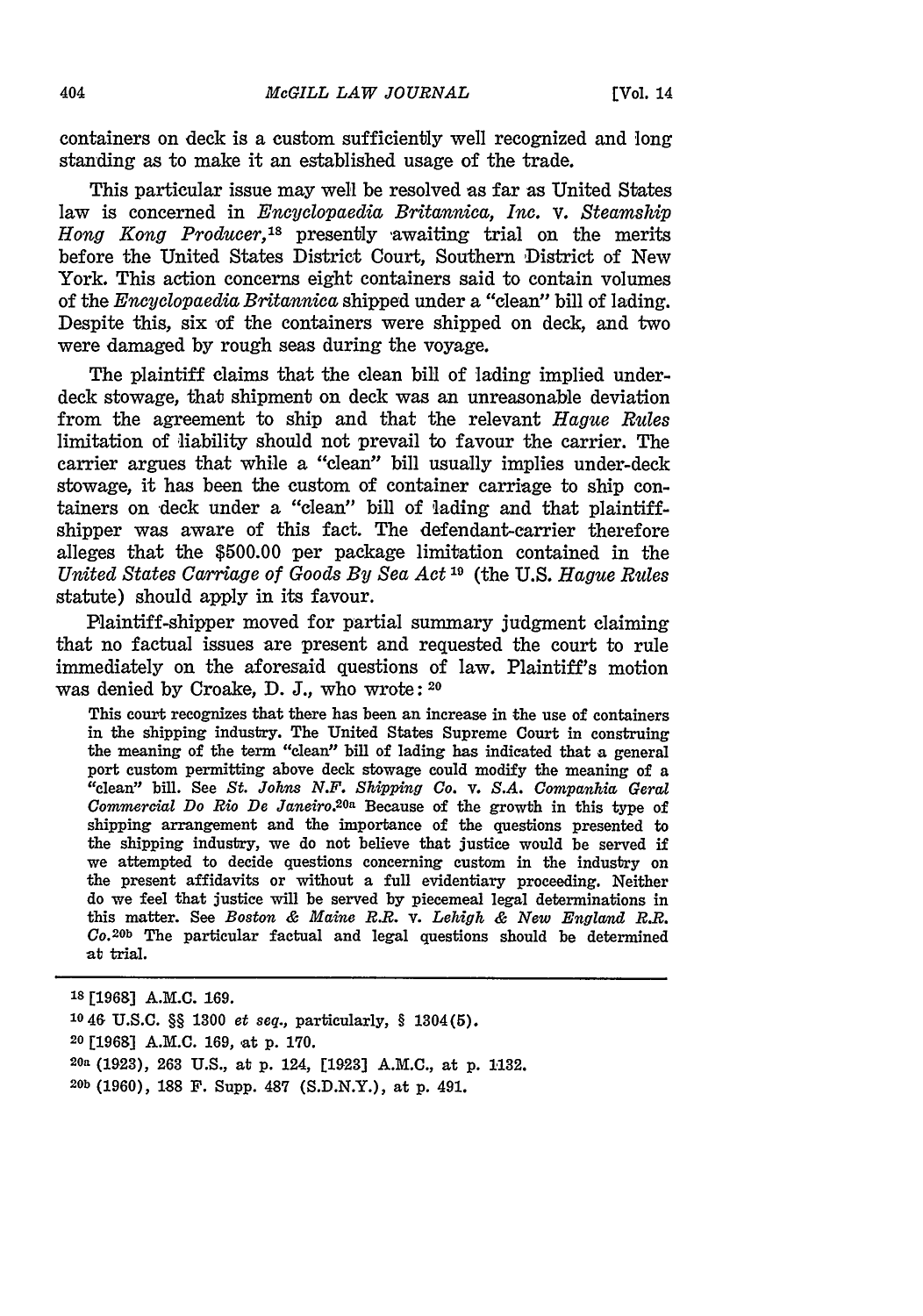containers on deck is a custom sufficiently well recognized and long standing as to make it an established usage of the trade.

This particular issue may well be resolved as far as United States law is concerned in *Encyclopaedia Britannica, Inc.* v. *Steamship Hong Kong Producer*,[18] presently awaiting trial on the merits before the United States District Court, Southern District of New York. This action concerns eight containers said to contain volumes of the *Encyclopaedia Britannica* shipped under a "clean" bill of lading. Despite this, six of the containers were shipped on deck, and two were damaged by rough seas during the voyage.

The plaintiff claims that the clean bill of lading implied under-deck stowage, that shipment on deck was an unreasonable deviation from the agreement to ship and that the relevant *Hague Rules* limitation of liability should not prevail to favour the carrier. The carrier argues that while a "clean" bill usually implies under-deck stowage, it has been the custom of container carriage to ship containers on deck under a "clean" bill of lading and that plaintiff-shipper was aware of this fact. The defendant-carrier therefore alleges that the $500.00 per package limitation contained in the *United States Carriage of Goods By Sea Act*[19] (the U.S. *Hague Rules* statute) should apply in its favour.

Plaintiff-shipper moved for partial summary judgment claiming that no factual issues are present and requested the court to rule immediately on the aforesaid questions of law. Plaintiff's motion was denied by Croake, D. J., who wrote:[20]

> This court recognizes that there has been an increase in the use of containers in the shipping industry. The United States Supreme Court in construing the meaning of the term "clean" bill of lading has indicated that a general port custom permitting above deck stowage could modify the meaning of a "clean" bill. See *St. Johns N.F. Shipping Co.* v. *S.A. Companhia Geral Commercial Do Rio De Janeiro*.[20a] Because of the growth in this type of shipping arrangement and the importance of the questions presented to the shipping industry, we do not believe that justice would be served if we attempted to decide questions concerning custom in the industry on the present affidavits or without a full evidentiary proceeding. Neither do we feel that justice will be served by piecemeal legal determinations in this matter. See *Boston & Maine R.R.* v. *Lehigh & New England R.R. Co.*[20b] The particular factual and legal questions should be determined at trial.

---

[18] [1968] A.M.C. 169.

[19] 46 U.S.C. §§ 1300 *et seq.*, particularly, § 1304(5).

[20] [1968] A.M.C. 169, at p. 170.

[20a] (1923), 263 U.S., at p. 124, [1923] A.M.C., at p. 1132.

[20b] (1960), 188 F. Supp. 487 (S.D.N.Y.), at p. 491.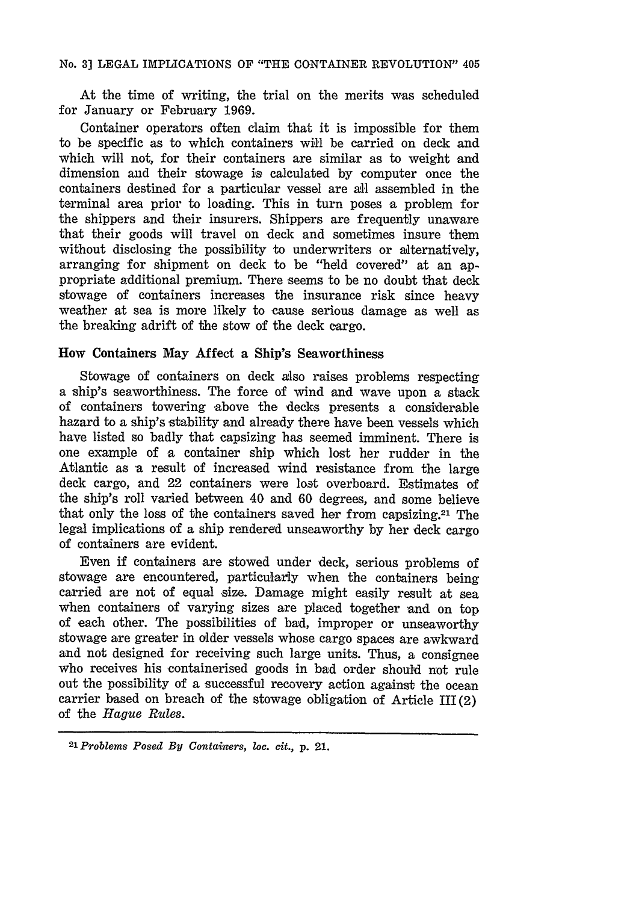At the time of writing, the trial on the merits was scheduled for January or February 1969.

Container operators often claim that it is impossible for them to be specific as to which containers will be carried on deck and which will not, for their containers are similar as to weight and dimension and their stowage is calculated by computer once the containers destined for a particular vessel are all assembled in the terminal area prior to loading. This in turn poses a problem for the shippers and their insurers. Shippers are frequently unaware that their goods will travel on deck and sometimes insure them without disclosing the possibility to underwriters or alternatively, arranging for shipment on deck to be "held covered" at an appropriate additional premium. There seems to be no doubt that deck stowage of containers increases the insurance risk since heavy weather at sea is more likely to cause serious damage as well as the breaking adrift of the stow of the deck cargo.

## How Containers May Affect a Ship's Seaworthiness

Stowage of containers on deck also raises problems respecting a ship's seaworthiness. The force of wind and wave upon a stack of containers towering above the decks presents a considerable hazard to a ship's stability and already there have been vessels which have listed so badly that capsizing has seemed imminent. There is one example of a container ship which lost her rudder in the Atlantic as a result of increased wind resistance from the large deck cargo, and 22 containers were lost overboard. Estimates of the ship's roll varied between 40 and 60 degrees, and some believe that only the loss of the containers saved her from capsizing.[21] The legal implications of a ship rendered unseaworthy by her deck cargo of containers are evident.

Even if containers are stowed under deck, serious problems of stowage are encountered, particularly when the containers being carried are not of equal size. Damage might easily result at sea when containers of varying sizes are placed together and on top of each other. The possibilities of bad, improper or unseaworthy stowage are greater in older vessels whose cargo spaces are awkward and not designed for receiving such large units. Thus, a consignee who receives his containerised goods in bad order should not rule out the possibility of a successful recovery action against the ocean carrier based on breach of the stowage obligation of Article III(2) of the *Hague Rules*.

---

[21] *Problems Posed By Containers, loc. cit.*, p. 21.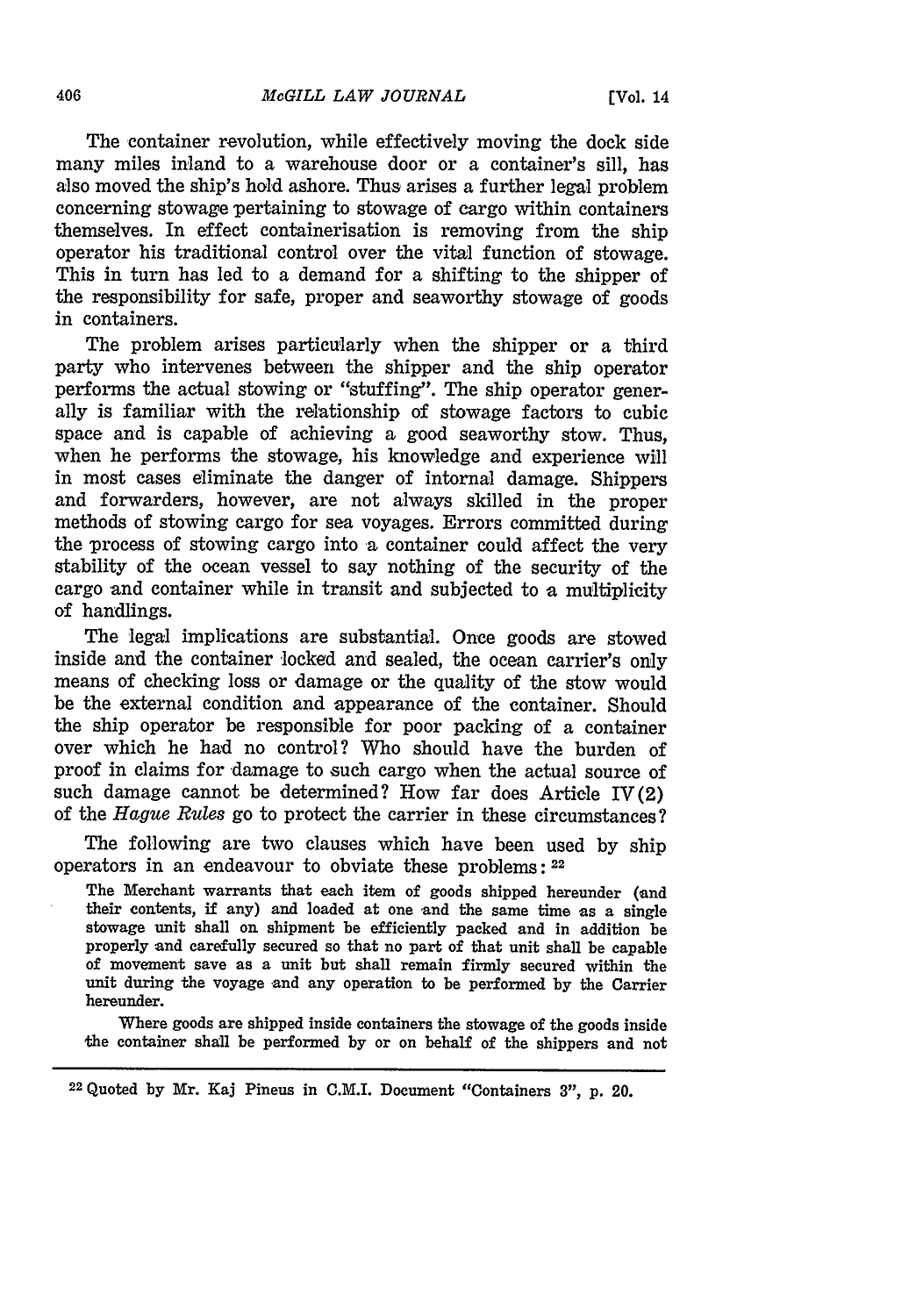The container revolution, while effectively moving the dock side many miles inland to a warehouse door or a container's sill, has also moved the ship's hold ashore. Thus arises a further legal problem concerning stowage pertaining to stowage of cargo within containers themselves. In effect containerisation is removing from the ship operator his traditional control over the vital function of stowage. This in turn has led to a demand for a shifting to the shipper of the responsibility for safe, proper and seaworthy stowage of goods in containers.

The problem arises particularly when the shipper or a third party who intervenes between the shipper and the ship operator performs the actual stowing or "stuffing". The ship operator generally is familiar with the relationship of stowage factors to cubic space and is capable of achieving a good seaworthy stow. Thus, when he performs the stowage, his knowledge and experience will in most cases eliminate the danger of internal damage. Shippers and forwarders, however, are not always skilled in the proper methods of stowing cargo for sea voyages. Errors committed during the process of stowing cargo into a container could affect the very stability of the ocean vessel to say nothing of the security of the cargo and container while in transit and subjected to a multiplicity of handlings.

The legal implications are substantial. Once goods are stowed inside and the container locked and sealed, the ocean carrier's only means of checking loss or damage or the quality of the stow would be the external condition and appearance of the container. Should the ship operator be responsible for poor packing of a container over which he had no control? Who should have the burden of proof in claims for damage to such cargo when the actual source of such damage cannot be determined? How far does Article IV(2) of the *Hague Rules* go to protect the carrier in these circumstances?

The following are two clauses which have been used by ship operators in an endeavour to obviate these problems: [22]

> The Merchant warrants that each item of goods shipped hereunder (and their contents, if any) and loaded at one and the same time as a single stowage unit shall on shipment be efficiently packed and in addition be properly and carefully secured so that no part of that unit shall be capable of movement save as a unit but shall remain firmly secured within the unit during the voyage and any operation to be performed by the Carrier hereunder.
>
> Where goods are shipped inside containers the stowage of the goods inside the container shall be performed by or on behalf of the shippers and not

[22] Quoted by Mr. Kaj Pineus in C.M.I. Document "Containers 3", p. 20.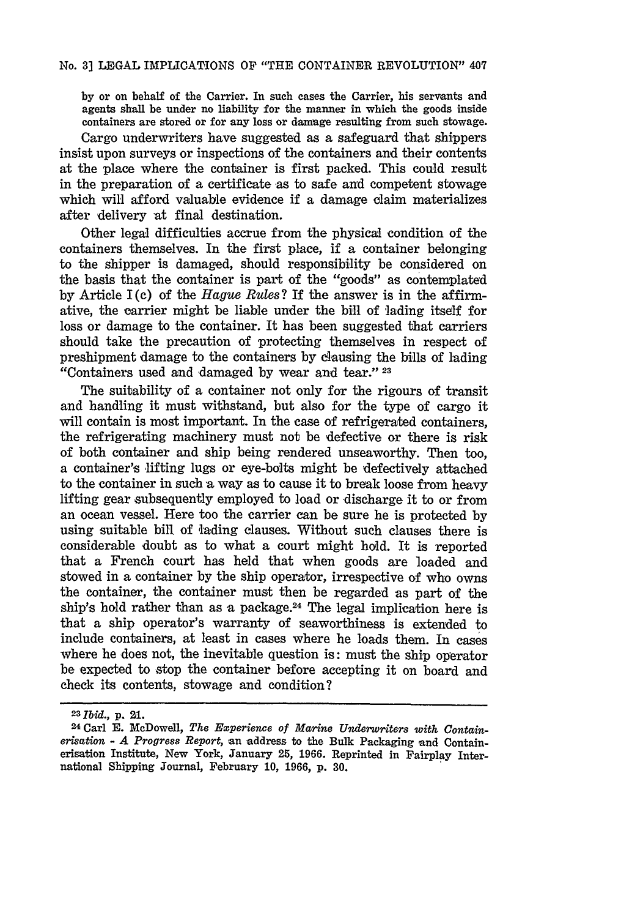by or on behalf of the Carrier. In such cases the Carrier, his servants and agents shall be under no liability for the manner in which the goods inside containers are stored or for any loss or damage resulting from such stowage.

Cargo underwriters have suggested as a safeguard that shippers insist upon surveys or inspections of the containers and their contents at the place where the container is first packed. This could result in the preparation of a certificate as to safe and competent stowage which will afford valuable evidence if a damage claim materializes after delivery at final destination.

Other legal difficulties accrue from the physical condition of the containers themselves. In the first place, if a container belonging to the shipper is damaged, should responsibility be considered on the basis that the container is part of the "goods" as contemplated by Article I(c) of the *Hague Rules*? If the answer is in the affirmative, the carrier might be liable under the bill of lading itself for loss or damage to the container. It has been suggested that carriers should take the precaution of protecting themselves in respect of preshipment damage to the containers by clausing the bills of lading "Containers used and damaged by wear and tear." [23]

The suitability of a container not only for the rigours of transit and handling it must withstand, but also for the type of cargo it will contain is most important. In the case of refrigerated containers, the refrigerating machinery must not be defective or there is risk of both container and ship being rendered unseaworthy. Then too, a container's lifting lugs or eye-bolts might be defectively attached to the container in such a way as to cause it to break loose from heavy lifting gear subsequently employed to load or discharge it to or from an ocean vessel. Here too the carrier can be sure he is protected by using suitable bill of lading clauses. Without such clauses there is considerable doubt as to what a court might hold. It is reported that a French court has held that when goods are loaded and stowed in a container by the ship operator, irrespective of who owns the container, the container must then be regarded as part of the ship's hold rather than as a package.[24] The legal implication here is that a ship operator's warranty of seaworthiness is extended to include containers, at least in cases where he loads them. In cases where he does not, the inevitable question is: must the ship operator be expected to stop the container before accepting it on board and check its contents, stowage and condition?

---

[23] *Ibid.*, p. 21.

[24] Carl E. McDowell, *The Experience of Marine Underwriters with Containerisation - A Progress Report*, an address to the Bulk Packaging and Containerisation Institute, New York, January 25, 1966. Reprinted in Fairplay International Shipping Journal, February 10, 1966, p. 30.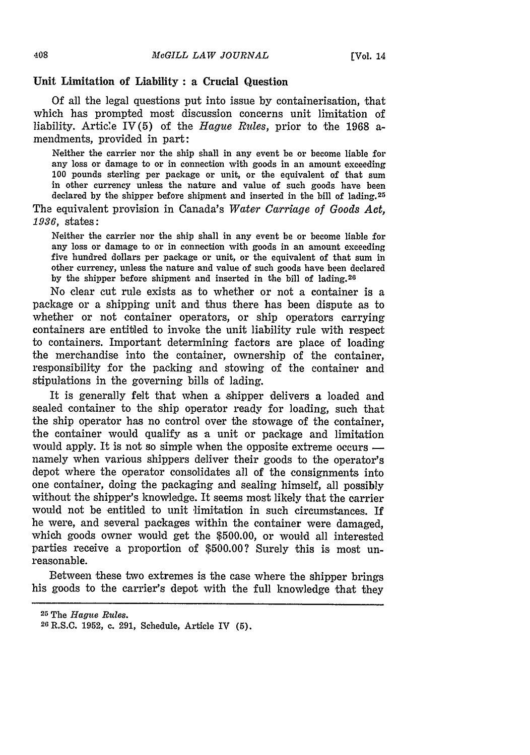### Unit Limitation of Liability : a Crucial Question

Of all the legal questions put into issue by containerisation, that which has prompted most discussion concerns unit limitation of liability. Article IV(5) of the *Hague Rules*, prior to the 1968 amendments, provided in part:

> Neither the carrier nor the ship shall in any event be or become liable for any loss or damage to or in connection with goods in an amount exceeding 100 pounds sterling per package or unit, or the equivalent of that sum in other currency unless the nature and value of such goods have been declared by the shipper before shipment and inserted in the bill of lading.[25]

The equivalent provision in Canada's *Water Carriage of Goods Act, 1936*, states:

> Neither the carrier nor the ship shall in any event be or become liable for any loss or damage to or in connection with goods in an amount exceeding five hundred dollars per package or unit, or the equivalent of that sum in other currency, unless the nature and value of such goods have been declared by the shipper before shipment and inserted in the bill of lading.[26]

No clear cut rule exists as to whether or not a container is a package or a shipping unit and thus there has been dispute as to whether or not container operators, or ship operators carrying containers are entitled to invoke the unit liability rule with respect to containers. Important determining factors are place of loading the merchandise into the container, ownership of the container, responsibility for the packing and stowing of the container and stipulations in the governing bills of lading.

It is generally felt that when a shipper delivers a loaded and sealed container to the ship operator ready for loading, such that the ship operator has no control over the stowage of the container, the container would qualify as a unit or package and limitation would apply. It is not so simple when the opposite extreme occurs — namely when various shippers deliver their goods to the operator's depot where the operator consolidates all of the consignments into one container, doing the packaging and sealing himself, all possibly without the shipper's knowledge. It seems most likely that the carrier would not be entitled to unit limitation in such circumstances. If he were, and several packages within the container were damaged, which goods owner would get the $500.00, or would all interested parties receive a proportion of $500.00? Surely this is most unreasonable.

Between these two extremes is the case where the shipper brings his goods to the carrier's depot with the full knowledge that they

---

[25] The *Hague Rules*.

[26] R.S.C. 1952, c. 291, Schedule, Article IV (5).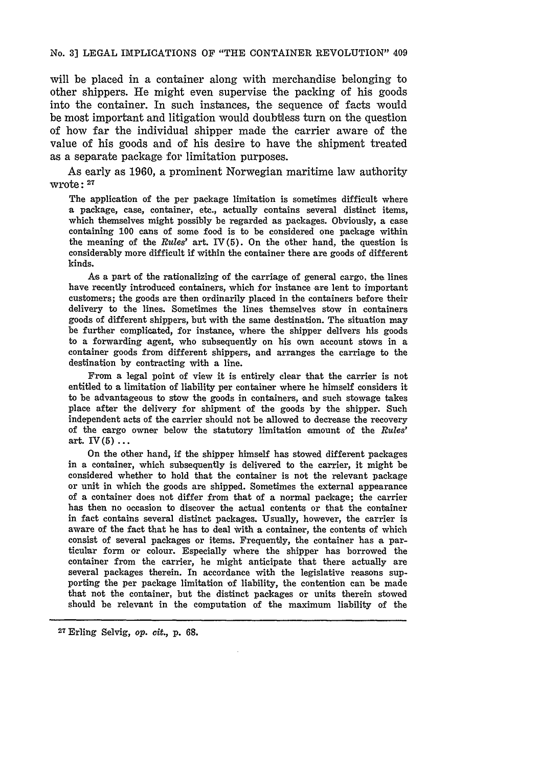will be placed in a container along with merchandise belonging to other shippers. He might even supervise the packing of his goods into the container. In such instances, the sequence of facts would be most important and litigation would doubtless turn on the question of how far the individual shipper made the carrier aware of the value of his goods and of his desire to have the shipment treated as a separate package for limitation purposes.

As early as 1960, a prominent Norwegian maritime law authority wrote:[27]

> The application of the per package limitation is sometimes difficult where a package, case, container, etc., actually contains several distinct items, which themselves might possibly be regarded as packages. Obviously, a case containing 100 cans of some food is to be considered one package within the meaning of the *Rules'* art. IV(5). On the other hand, the question is considerably more difficult if within the container there are goods of different kinds.
>
> As a part of the rationalizing of the carriage of general cargo, the lines have recently introduced containers, which for instance are lent to important customers; the goods are then ordinarily placed in the containers before their delivery to the lines. Sometimes the lines themselves stow in containers goods of different shippers, but with the same destination. The situation may be further complicated, for instance, where the shipper delivers his goods to a forwarding agent, who subsequently on his own account stows in a container goods from different shippers, and arranges the carriage to the destination by contracting with a line.
>
> From a legal point of view it is entirely clear that the carrier is not entitled to a limitation of liability per container where he himself considers it to be advantageous to stow the goods in containers, and such stowage takes place after the delivery for shipment of the goods by the shipper. Such independent acts of the carrier should not be allowed to decrease the recovery of the cargo owner below the statutory limitation amount of the *Rules'* art. IV(5) ...
>
> On the other hand, if the shipper himself has stowed different packages in a container, which subsequently is delivered to the carrier, it might be considered whether to hold that the container is not the relevant package or unit in which the goods are shipped. Sometimes the external appearance of a container does not differ from that of a normal package; the carrier has then no occasion to discover the actual contents or that the container in fact contains several distinct packages. Usually, however, the carrier is aware of the fact that he has to deal with a container, the contents of which consist of several packages or items. Frequently, the container has a particular form or colour. Especially where the shipper has borrowed the container from the carrier, he might anticipate that there actually are several packages therein. In accordance with the legislative reasons supporting the per package limitation of liability, the contention can be made that not the container, but the distinct packages or units therein stowed should be relevant in the computation of the maximum liability of the

---

[27] Erling Selvig, *op. cit.*, p. 68.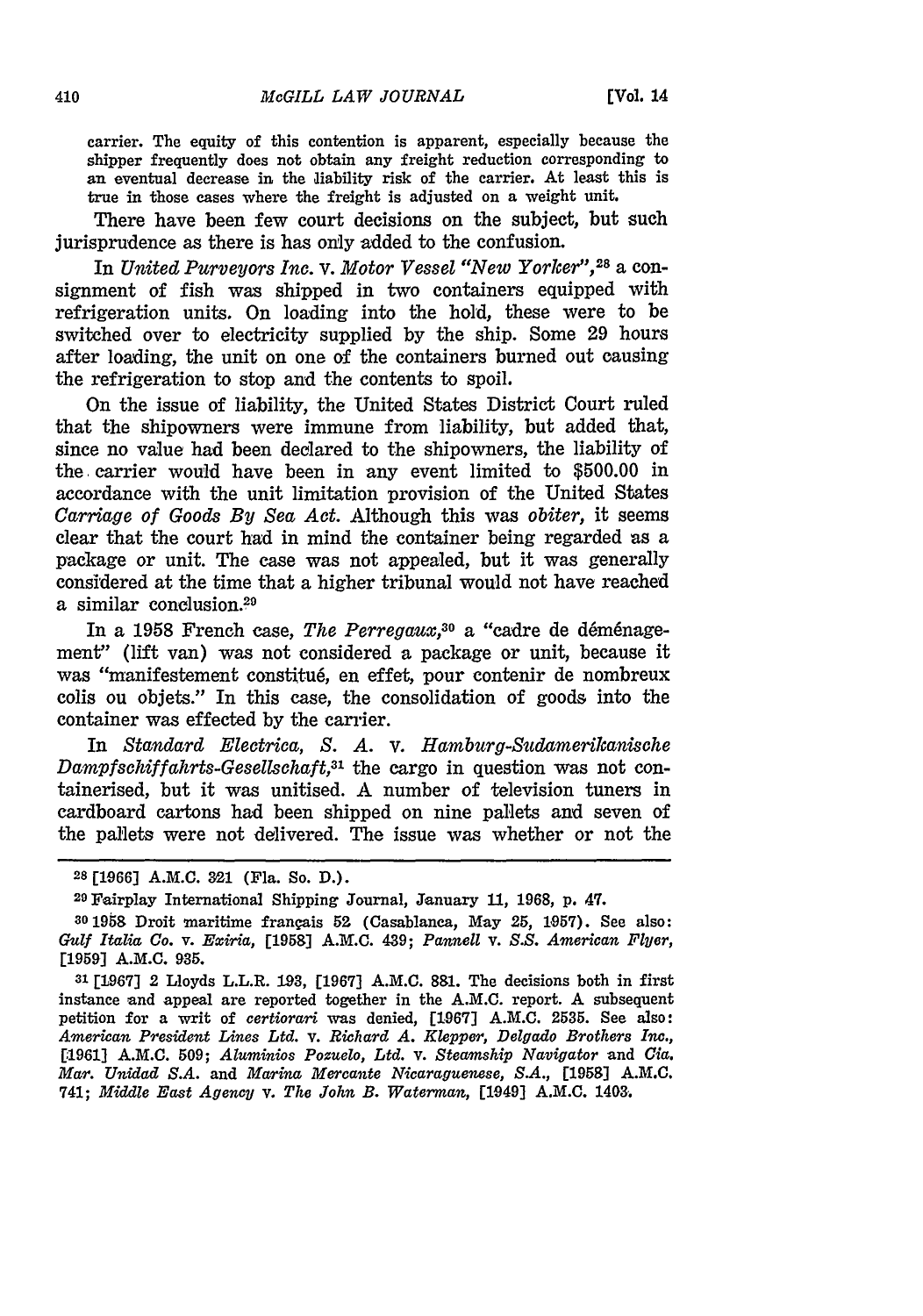carrier. The equity of this contention is apparent, especially because the shipper frequently does not obtain any freight reduction corresponding to an eventual decrease in the liability risk of the carrier. At least this is true in those cases where the freight is adjusted on a weight unit.

There have been few court decisions on the subject, but such jurisprudence as there is has only added to the confusion.

In *United Purveyors Inc.* v. *Motor Vessel "New Yorker"*,[28] a consignment of fish was shipped in two containers equipped with refrigeration units. On loading into the hold, these were to be switched over to electricity supplied by the ship. Some 29 hours after loading, the unit on one of the containers burned out causing the refrigeration to stop and the contents to spoil.

On the issue of liability, the United States District Court ruled that the shipowners were immune from liability, but added that, since no value had been declared to the shipowners, the liability of the carrier would have been in any event limited to $500.00 in accordance with the unit limitation provision of the United States *Carriage of Goods By Sea Act.* Although this was *obiter*, it seems clear that the court had in mind the container being regarded as a package or unit. The case was not appealed, but it was generally considered at the time that a higher tribunal would not have reached a similar conclusion.[29]

In a 1958 French case, *The Perregaux*,[30] a "cadre de déménagement" (lift van) was not considered a package or unit, because it was "manifestement constitué, en effet, pour contenir de nombreux colis ou objets." In this case, the consolidation of goods into the container was effected by the carrier.

In *Standard Electrica, S. A.* v. *Hamburg-Sudamerikanische Dampfschiffahrts-Gesellschaft*,[31] the cargo in question was not containerised, but it was unitised. A number of television tuners in cardboard cartons had been shipped on nine pallets and seven of the pallets were not delivered. The issue was whether or not the

---

[28] [1966] A.M.C. 321 (Fla. So. D.).

[29] Fairplay International Shipping Journal, January 11, 1968, p. 47.

[30] 1958 Droit maritime français 52 (Casablanca, May 25, 1957). See also: *Gulf Italia Co.* v. *Exiria*, [1958] A.M.C. 439; *Pannell* v. *S.S. American Flyer*, [1959] A.M.C. 935.

[31] [1967] 2 Lloyds L.L.R. 193, [1967] A.M.C. 881. The decisions both in first instance and appeal are reported together in the A.M.C. report. A subsequent petition for a writ of *certiorari* was denied, [1967] A.M.C. 2535. See also: *American President Lines Ltd.* v. *Richard A. Klepper, Delgado Brothers Inc.*, [1961] A.M.C. 509; *Aluminios Pozuelo, Ltd.* v. *Steamship Navigator* and *Cia. Mar. Unidad S.A.* and *Marina Mercante Nicaraguense, S.A.*, [1958] A.M.C. 741; *Middle East Agency* v. *The John B. Waterman*, [1949] A.M.C. 1403.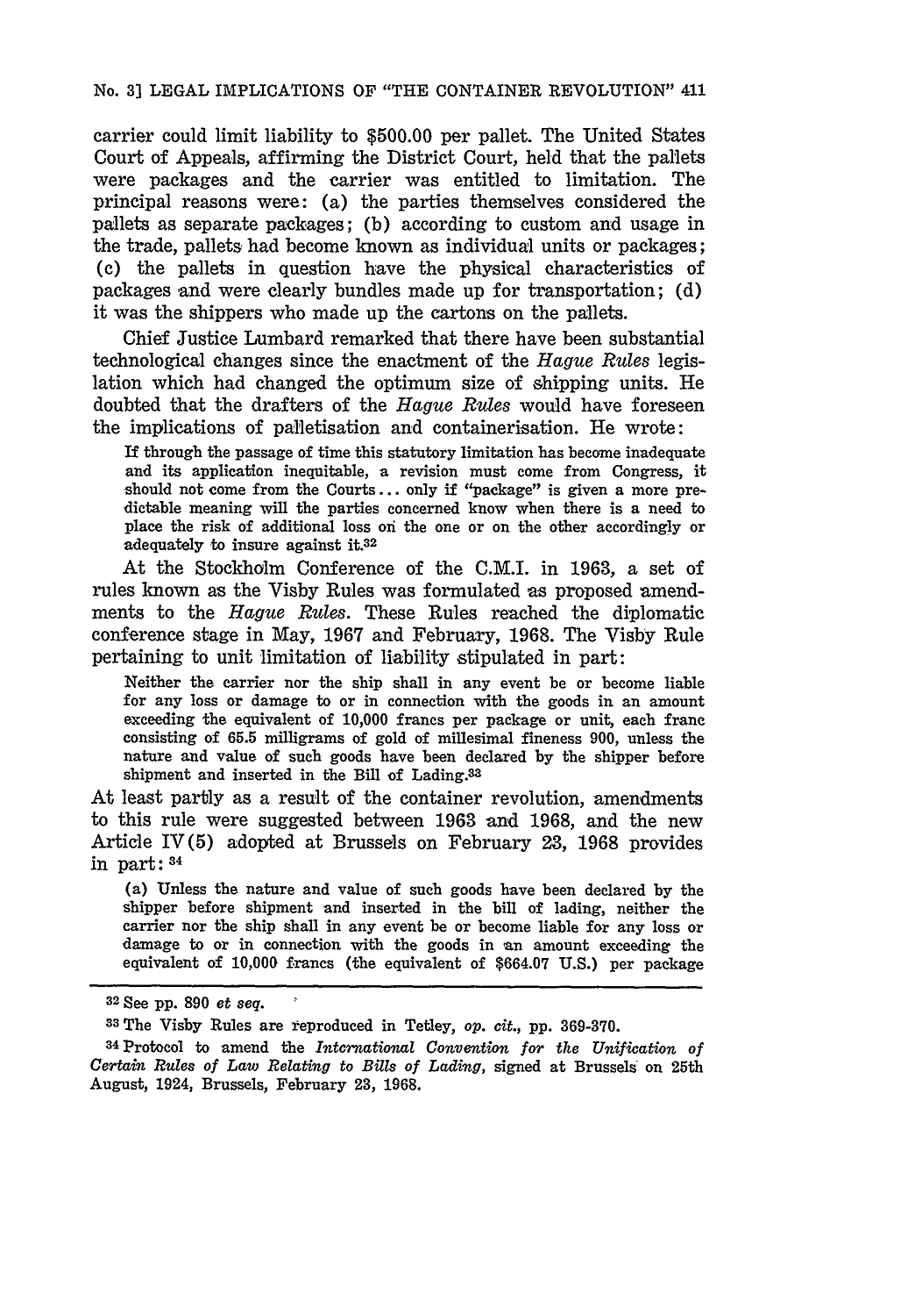carrier could limit liability to $500.00 per pallet. The United States Court of Appeals, affirming the District Court, held that the pallets were packages and the carrier was entitled to limitation. The principal reasons were: (a) the parties themselves considered the pallets as separate packages; (b) according to custom and usage in the trade, pallets had become known as individual units or packages; (c) the pallets in question have the physical characteristics of packages and were clearly bundles made up for transportation; (d) it was the shippers who made up the cartons on the pallets.

Chief Justice Lumbard remarked that there have been substantial technological changes since the enactment of the *Hague Rules* legislation which had changed the optimum size of shipping units. He doubted that the drafters of the *Hague Rules* would have foreseen the implications of palletisation and containerisation. He wrote:

> If through the passage of time this statutory limitation has become inadequate and its application inequitable, a revision must come from Congress, it should not come from the Courts ... only if "package" is given a more predictable meaning will the parties concerned know when there is a need to place the risk of additional loss on the one or on the other accordingly or adequately to insure against it.[32]

At the Stockholm Conference of the C.M.I. in 1963, a set of rules known as the Visby Rules was formulated as proposed amendments to the *Hague Rules*. These Rules reached the diplomatic conference stage in May, 1967 and February, 1968. The Visby Rule pertaining to unit limitation of liability stipulated in part:

> Neither the carrier nor the ship shall in any event be or become liable for any loss or damage to or in connection with the goods in an amount exceeding the equivalent of 10,000 francs per package or unit, each franc consisting of 65.5 milligrams of gold of millesimal fineness 900, unless the nature and value of such goods have been declared by the shipper before shipment and inserted in the Bill of Lading.[33]

At least partly as a result of the container revolution, amendments to this rule were suggested between 1963 and 1968, and the new Article IV(5) adopted at Brussels on February 23, 1968 provides in part: [34]

> (a) Unless the nature and value of such goods have been declared by the shipper before shipment and inserted in the bill of lading, neither the carrier nor the ship shall in any event be or become liable for any loss or damage to or in connection with the goods in an amount exceeding the equivalent of 10,000 francs (the equivalent of $664.07 U.S.) per package

---

[32] See pp. 390 *et seq.*

[33] The Visby Rules are reproduced in Tetley, *op. cit.*, pp. 369-370.

[34] Protocol to amend the *International Convention for the Unification of Certain Rules of Law Relating to Bills of Lading*, signed at Brussels on 25th August, 1924, Brussels, February 23, 1968.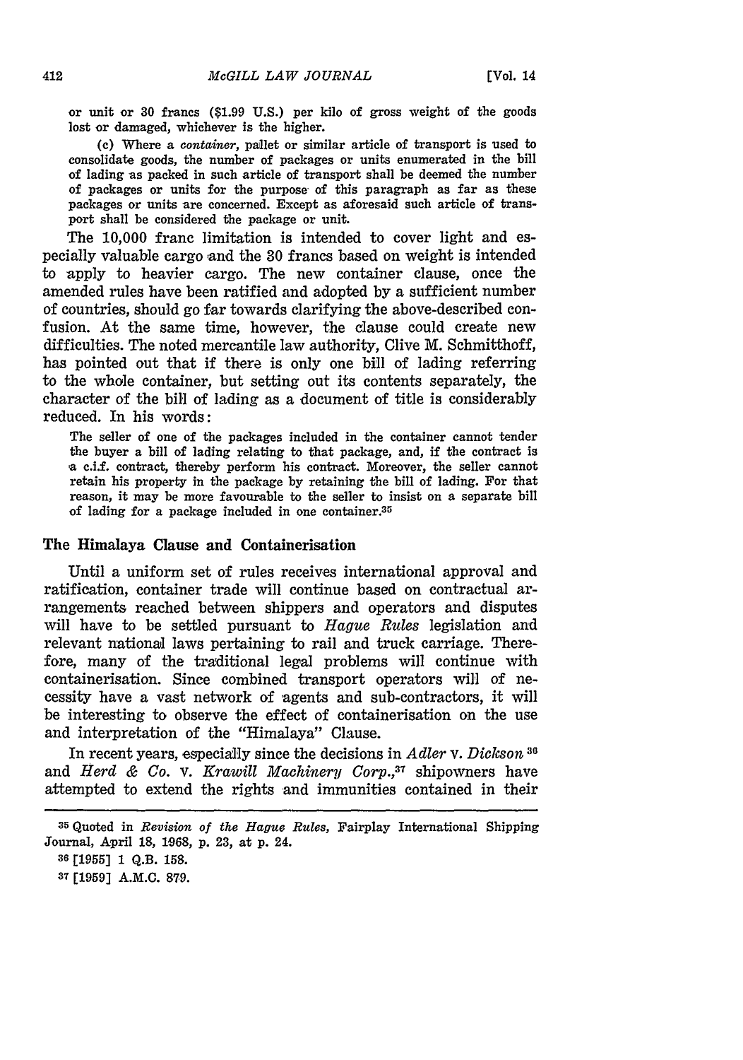or unit or 30 francs ($1.99 U.S.) per kilo of gross weight of the goods lost or damaged, whichever is the higher.

(c) Where a *container*, pallet or similar article of transport is used to consolidate goods, the number of packages or units enumerated in the bill of lading as packed in such article of transport shall be deemed the number of packages or units for the purpose of this paragraph as far as these packages or units are concerned. Except as aforesaid such article of transport shall be considered the package or unit.

The 10,000 franc limitation is intended to cover light and especially valuable cargo and the 30 francs based on weight is intended to apply to heavier cargo. The new container clause, once the amended rules have been ratified and adopted by a sufficient number of countries, should go far towards clarifying the above-described confusion. At the same time, however, the clause could create new difficulties. The noted mercantile law authority, Clive M. Schmitthoff, has pointed out that if there is only one bill of lading referring to the whole container, but setting out its contents separately, the character of the bill of lading as a document of title is considerably reduced. In his words:

> The seller of one of the packages included in the container cannot tender the buyer a bill of lading relating to that package, and, if the contract is a c.i.f. contract, thereby perform his contract. Moreover, the seller cannot retain his property in the package by retaining the bill of lading. For that reason, it may be more favourable to the seller to insist on a separate bill of lading for a package included in one container.[35]

### The Himalaya Clause and Containerisation

Until a uniform set of rules receives international approval and ratification, container trade will continue based on contractual arrangements reached between shippers and operators and disputes will have to be settled pursuant to *Hague Rules* legislation and relevant national laws pertaining to rail and truck carriage. Therefore, many of the traditional legal problems will continue with containerisation. Since combined transport operators will of necessity have a vast network of agents and sub-contractors, it will be interesting to observe the effect of containerisation on the use and interpretation of the "Himalaya" Clause.

In recent years, especially since the decisions in *Adler* v. *Dickson*[36] and *Herd & Co.* v. *Krawill Machinery Corp.*,[37] shipowners have attempted to extend the rights and immunities contained in their

---

[35] Quoted in *Revision of the Hague Rules*, Fairplay International Shipping Journal, April 18, 1968, p. 23, at p. 24.

[36] [1955] 1 Q.B. 158.

[37] [1959] A.M.C. 879.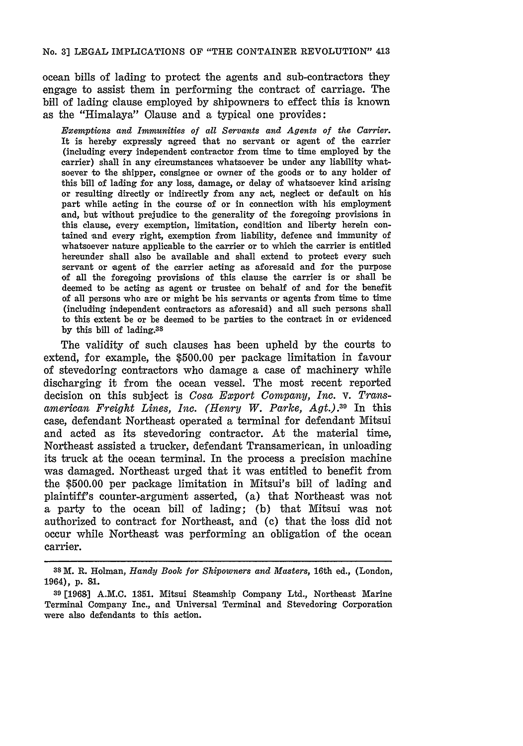ocean bills of lading to protect the agents and sub-contractors they engage to assist them in performing the contract of carriage. The bill of lading clause employed by shipowners to effect this is known as the "Himalaya" Clause and a typical one provides:

> *Exemptions and Immunities of all Servants and Agents of the Carrier.* It is hereby expressly agreed that no servant or agent of the carrier (including every independent contractor from time to time employed by the carrier) shall in any circumstances whatsoever be under any liability whatsoever to the shipper, consignee or owner of the goods or to any holder of this bill of lading for any loss, damage, or delay of whatsoever kind arising or resulting directly or indirectly from any act, neglect or default on his part while acting in the course of or in connection with his employment and, but without prejudice to the generality of the foregoing provisions in this clause, every exemption, limitation, condition and liberty herein contained and every right, exemption from liability, defence and immunity of whatsoever nature applicable to the carrier or to which the carrier is entitled hereunder shall also be available and shall extend to protect every such servant or agent of the carrier acting as aforesaid and for the purpose of all the foregoing provisions of this clause the carrier is or shall be deemed to be acting as agent or trustee on behalf of and for the benefit of all persons who are or might be his servants or agents from time to time (including independent contractors as aforesaid) and all such persons shall to this extent be or be deemed to be parties to the contract in or evidenced by this bill of lading.[38]

The validity of such clauses has been upheld by the courts to extend, for example, the $500.00 per package limitation in favour of stevedoring contractors who damage a case of machinery while discharging it from the ocean vessel. The most recent reported decision on this subject is *Cosa Export Company, Inc.* v. *Transamerican Freight Lines, Inc. (Henry W. Parke, Agt.)*.[39] In this case, defendant Northeast operated a terminal for defendant Mitsui and acted as its stevedoring contractor. At the material time, Northeast assisted a trucker, defendant Transamerican, in unloading its truck at the ocean terminal. In the process a precision machine was damaged. Northeast urged that it was entitled to benefit from the $500.00 per package limitation in Mitsui's bill of lading and plaintiff's counter-argument asserted, (a) that Northeast was not a party to the ocean bill of lading; (b) that Mitsui was not authorized to contract for Northeast, and (c) that the loss did not occur while Northeast was performing an obligation of the ocean carrier.

---

[38] M. R. Holman, *Handy Book for Shipowners and Masters*, 16th ed., (London, 1964), p. 81.

[39] [1968] A.M.C. 1351. Mitsui Steamship Company Ltd., Northeast Marine Terminal Company Inc., and Universal Terminal and Stevedoring Corporation were also defendants to this action.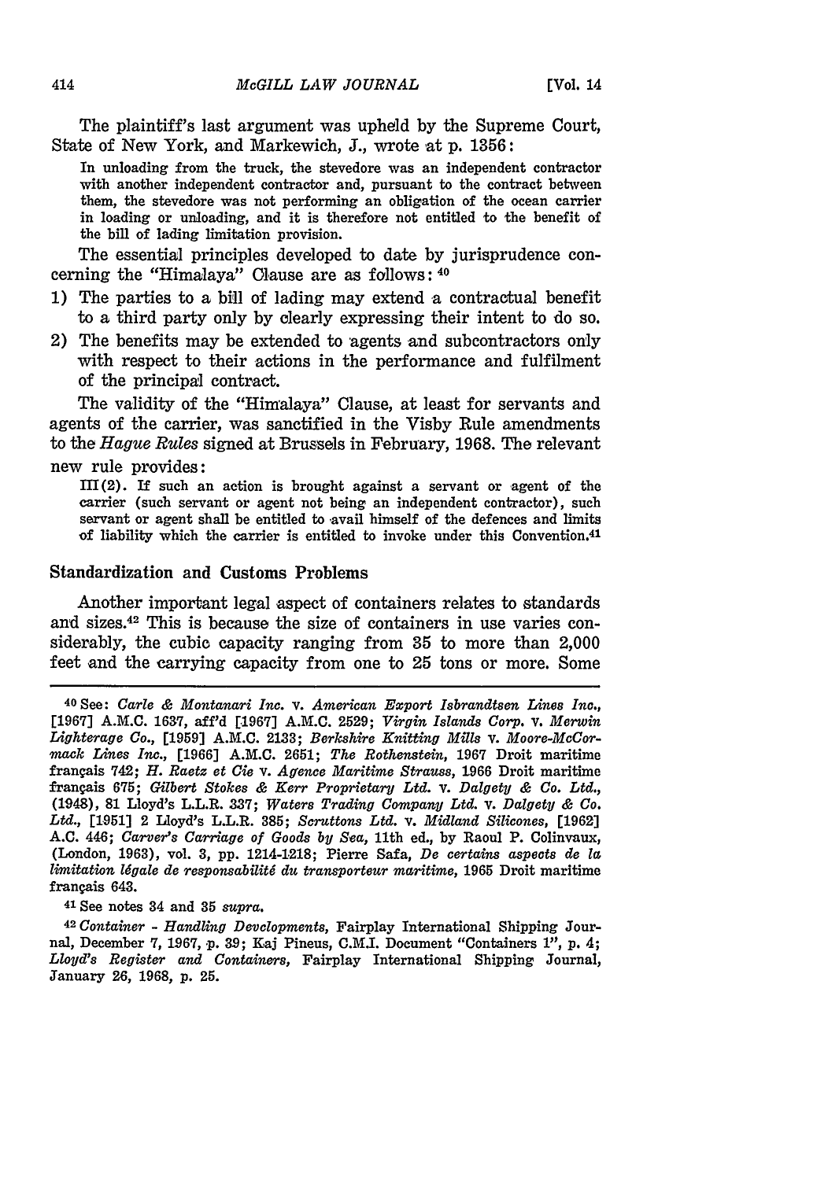The plaintiff's last argument was upheld by the Supreme Court, State of New York, and Markewich, J., wrote at p. 1356:

> In unloading from the truck, the stevedore was an independent contractor with another independent contractor and, pursuant to the contract between them, the stevedore was not performing an obligation of the ocean carrier in loading or unloading, and it is therefore not entitled to the benefit of the bill of lading limitation provision.

The essential principles developed to date by jurisprudence concerning the "Himalaya" Clause are as follows: [40]

1) The parties to a bill of lading may extend a contractual benefit to a third party only by clearly expressing their intent to do so.
2) The benefits may be extended to agents and subcontractors only with respect to their actions in the performance and fulfilment of the principal contract.

The validity of the "Himalaya" Clause, at least for servants and agents of the carrier, was sanctified in the Visby Rule amendments to the *Hague Rules* signed at Brussels in February, 1968. The relevant new rule provides:

> III(2). If such an action is brought against a servant or agent of the carrier (such servant or agent not being an independent contractor), such servant or agent shall be entitled to avail himself of the defences and limits of liability which the carrier is entitled to invoke under this Convention.[41]

### Standardization and Customs Problems

Another important legal aspect of containers relates to standards and sizes.[42] This is because the size of containers in use varies considerably, the cubic capacity ranging from 35 to more than 2,000 feet and the carrying capacity from one to 25 tons or more. Some

---

[40] See: *Carle & Montanari Inc.* v. *American Export Isbrandtsen Lines Inc.*, [1967] A.M.C. 1637, aff'd [1967] A.M.C. 2529; *Virgin Islands Corp.* v. *Merwin Lighterage Co.*, [1959] A.M.C. 2133; *Berkshire Knitting Mills* v. *Moore-McCormack Lines Inc.*, [1966] A.M.C. 2651; *The Rothenstein*, 1967 Droit maritime français 742; *H. Raetz et Cie* v. *Agence Maritime Strauss*, 1966 Droit maritime français 675; *Gilbert Stokes & Kerr Proprietary Ltd.* v. *Dalgety & Co. Ltd.*, (1948), 81 Lloyd's L.L.R. 337; *Waters Trading Company Ltd.* v. *Dalgety & Co. Ltd.*, [1951] 2 Lloyd's L.L.R. 385; *Scruttons Ltd.* v. *Midland Silicones*, [1962] A.C. 446; *Carver's Carriage of Goods by Sea*, 11th ed., by Raoul P. Colinvaux, (London, 1963), vol. 3, pp. 1214-1218; Pierre Safa, *De certains aspects de la limitation légale de responsabilité du transporteur maritime*, 1965 Droit maritime français 643.

[41] See notes 34 and 35 *supra*.

[42] *Container - Handling Developments*, Fairplay International Shipping Journal, December 7, 1967, p. 39; Kaj Pineus, C.M.I. Document "Containers 1", p. 4; *Lloyd's Register and Containers*, Fairplay International Shipping Journal, January 26, 1968, p. 25.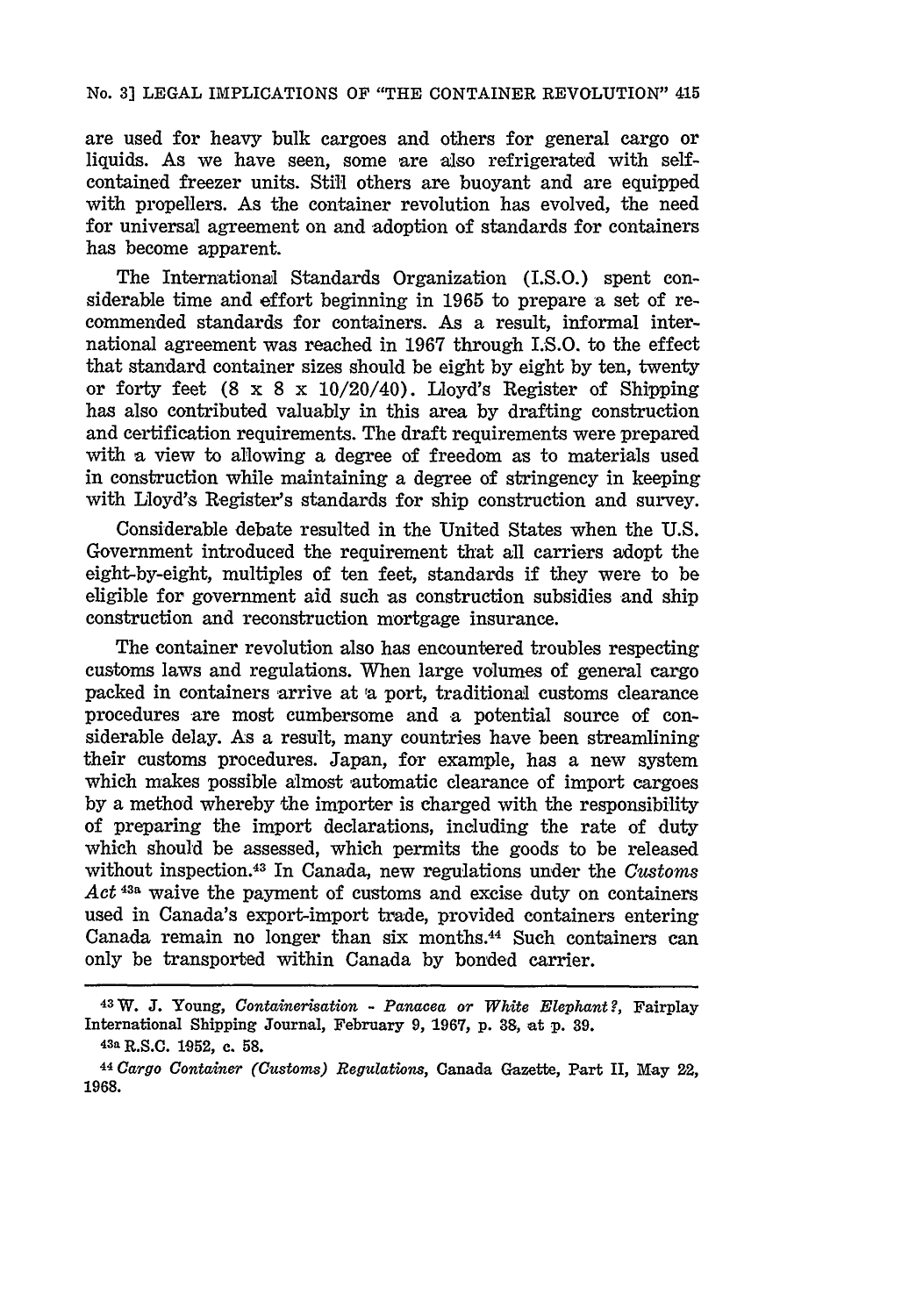are used for heavy bulk cargoes and others for general cargo or liquids. As we have seen, some are also refrigerated with self-contained freezer units. Still others are buoyant and are equipped with propellers. As the container revolution has evolved, the need for universal agreement on and adoption of standards for containers has become apparent.

The International Standards Organization (I.S.O.) spent considerable time and effort beginning in 1965 to prepare a set of recommended standards for containers. As a result, informal international agreement was reached in 1967 through I.S.O. to the effect that standard container sizes should be eight by eight by ten, twenty or forty feet (8 x 8 x 10/20/40). Lloyd's Register of Shipping has also contributed valuably in this area by drafting construction and certification requirements. The draft requirements were prepared with a view to allowing a degree of freedom as to materials used in construction while maintaining a degree of stringency in keeping with Lloyd's Register's standards for ship construction and survey.

Considerable debate resulted in the United States when the U.S. Government introduced the requirement that all carriers adopt the eight-by-eight, multiples of ten feet, standards if they were to be eligible for government aid such as construction subsidies and ship construction and reconstruction mortgage insurance.

The container revolution also has encountered troubles respecting customs laws and regulations. When large volumes of general cargo packed in containers arrive at a port, traditional customs clearance procedures are most cumbersome and a potential source of considerable delay. As a result, many countries have been streamlining their customs procedures. Japan, for example, has a new system which makes possible almost automatic clearance of import cargoes by a method whereby the importer is charged with the responsibility of preparing the import declarations, including the rate of duty which should be assessed, which permits the goods to be released without inspection.[43] In Canada, new regulations under the *Customs Act* [43a] waive the payment of customs and excise duty on containers used in Canada's export-import trade, provided containers entering Canada remain no longer than six months.[44] Such containers can only be transported within Canada by bonded carrier.

---

[43] W. J. Young, *Containerisation - Panacea or White Elephant?*, Fairplay International Shipping Journal, February 9, 1967, p. 38, at p. 39.

[43a] R.S.C. 1952, c. 58.

[44] *Cargo Container (Customs) Regulations*, Canada Gazette, Part II, May 22, 1968.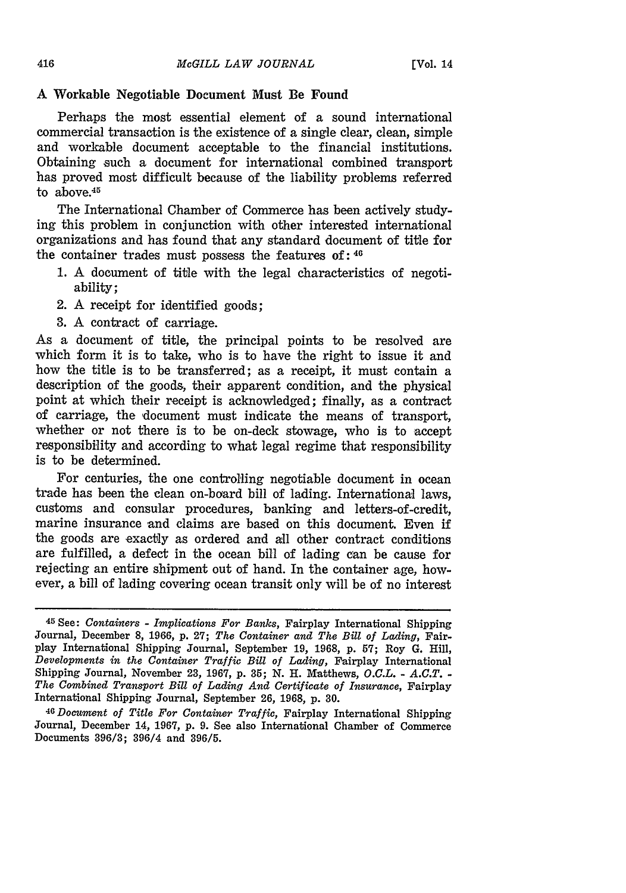### A Workable Negotiable Document Must Be Found

Perhaps the most essential element of a sound international commercial transaction is the existence of a single clear, clean, simple and workable document acceptable to the financial institutions. Obtaining such a document for international combined transport has proved most difficult because of the liability problems referred to above.[45]

The International Chamber of Commerce has been actively studying this problem in conjunction with other interested international organizations and has found that any standard document of title for the container trades must possess the features of: [46]

1. A document of title with the legal characteristics of negotiability;
2. A receipt for identified goods;
3. A contract of carriage.

As a document of title, the principal points to be resolved are which form it is to take, who is to have the right to issue it and how the title is to be transferred; as a receipt, it must contain a description of the goods, their apparent condition, and the physical point at which their receipt is acknowledged; finally, as a contract of carriage, the document must indicate the means of transport, whether or not there is to be on-deck stowage, who is to accept responsibility and according to what legal regime that responsibility is to be determined.

For centuries, the one controlling negotiable document in ocean trade has been the clean on-board bill of lading. International laws, customs and consular procedures, banking and letters-of-credit, marine insurance and claims are based on this document. Even if the goods are exactly as ordered and all other contract conditions are fulfilled, a defect in the ocean bill of lading can be cause for rejecting an entire shipment out of hand. In the container age, however, a bill of lading covering ocean transit only will be of no interest

---

[45] See: *Containers - Implications For Banks*, Fairplay International Shipping Journal, December 8, 1966, p. 27; *The Container and The Bill of Lading*, Fairplay International Shipping Journal, September 19, 1968, p. 57; Roy G. Hill, *Developments in the Container Traffic Bill of Lading*, Fairplay International Shipping Journal, November 23, 1967, p. 35; N. H. Matthews, *O.C.L. - A.C.T. - The Combined Transport Bill of Lading And Certificate of Insurance*, Fairplay International Shipping Journal, September 26, 1968, p. 30.

[46] *Document of Title For Container Traffic*, Fairplay International Shipping Journal, December 14, 1967, p. 9. See also International Chamber of Commerce Documents 396/3; 396/4 and 396/5.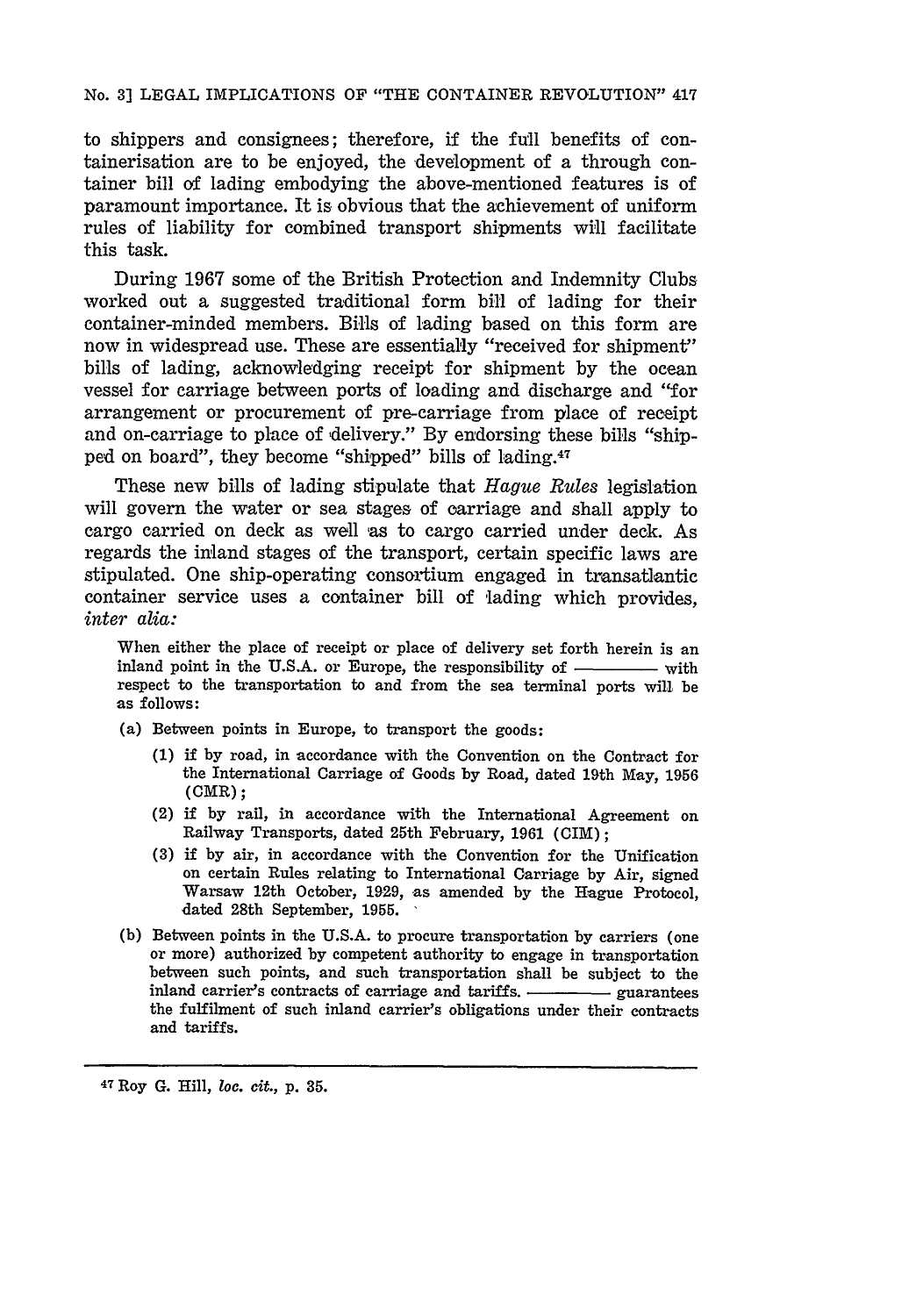to shippers and consignees; therefore, if the full benefits of containerisation are to be enjoyed, the development of a through container bill of lading embodying the above-mentioned features is of paramount importance. It is obvious that the achievement of uniform rules of liability for combined transport shipments will facilitate this task.

During 1967 some of the British Protection and Indemnity Clubs worked out a suggested traditional form bill of lading for their container-minded members. Bills of lading based on this form are now in widespread use. These are essentially "received for shipment" bills of lading, acknowledging receipt for shipment by the ocean vessel for carriage between ports of loading and discharge and "for arrangement or procurement of pre-carriage from place of receipt and on-carriage to place of delivery." By endorsing these bills "shipped on board", they become "shipped" bills of lading.[47]

These new bills of lading stipulate that *Hague Rules* legislation will govern the water or sea stages of carriage and shall apply to cargo carried on deck as well as to cargo carried under deck. As regards the inland stages of the transport, certain specific laws are stipulated. One ship-operating consortium engaged in transatlantic container service uses a container bill of lading which provides, *inter alia:*

> When either the place of receipt or place of delivery set forth herein is an inland point in the U.S.A. or Europe, the responsibility of ———— with respect to the transportation to and from the sea terminal ports will be as follows:
>
> (a) Between points in Europe, to transport the goods:
>
> (1) if by road, in accordance with the Convention on the Contract for the International Carriage of Goods by Road, dated 19th May, 1956 (CMR);
>
> (2) if by rail, in accordance with the International Agreement on Railway Transports, dated 25th February, 1961 (CIM);
>
> (3) if by air, in accordance with the Convention for the Unification on certain Rules relating to International Carriage by Air, signed Warsaw 12th October, 1929, as amended by the Hague Protocol, dated 28th September, 1955.
>
> (b) Between points in the U.S.A. to procure transportation by carriers (one or more) authorized by competent authority to engage in transportation between such points, and such transportation shall be subject to the inland carrier's contracts of carriage and tariffs. ———— guarantees the fulfilment of such inland carrier's obligations under their contracts and tariffs.

---

[47] Roy G. Hill, *loc. cit.*, p. 35.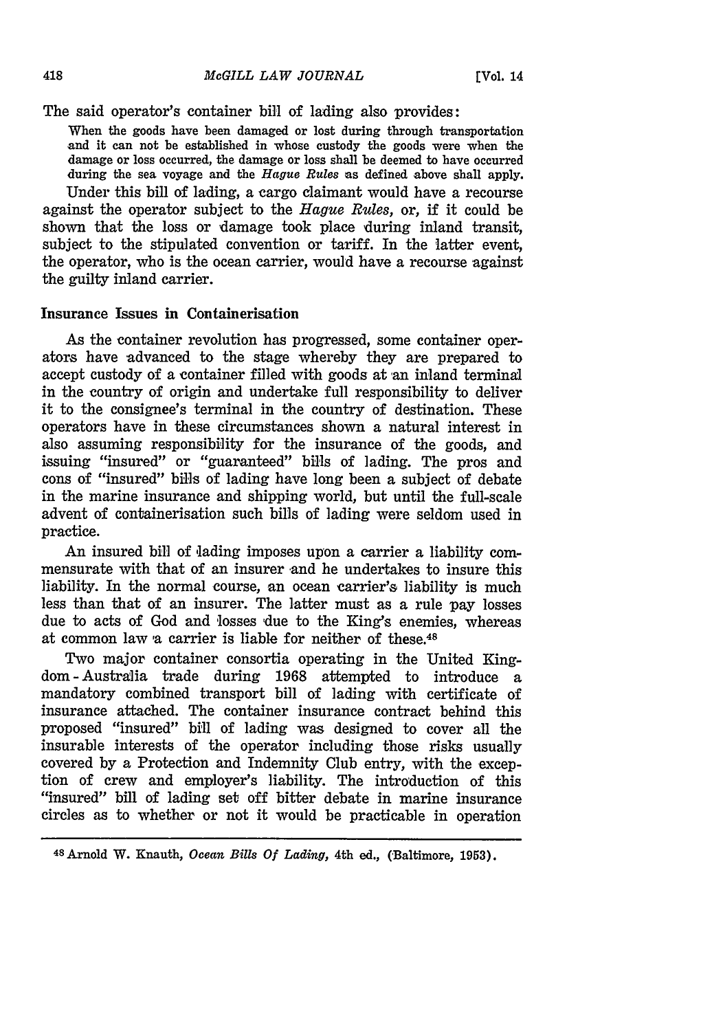The said operator's container bill of lading also provides:

> When the goods have been damaged or lost during through transportation and it can not be established in whose custody the goods were when the damage or loss occurred, the damage or loss shall be deemed to have occurred during the sea voyage and the *Hague Rules* as defined above shall apply.

Under this bill of lading, a cargo claimant would have a recourse against the operator subject to the *Hague Rules*, or, if it could be shown that the loss or damage took place during inland transit, subject to the stipulated convention or tariff. In the latter event, the operator, who is the ocean carrier, would have a recourse against the guilty inland carrier.

### Insurance Issues in Containerisation

As the container revolution has progressed, some container operators have advanced to the stage whereby they are prepared to accept custody of a container filled with goods at an inland terminal in the country of origin and undertake full responsibility to deliver it to the consignee's terminal in the country of destination. These operators have in these circumstances shown a natural interest in also assuming responsibility for the insurance of the goods, and issuing "insured" or "guaranteed" bills of lading. The pros and cons of "insured" bills of lading have long been a subject of debate in the marine insurance and shipping world, but until the full-scale advent of containerisation such bills of lading were seldom used in practice.

An insured bill of lading imposes upon a carrier a liability commensurate with that of an insurer and he undertakes to insure this liability. In the normal course, an ocean carrier's liability is much less than that of an insurer. The latter must as a rule pay losses due to acts of God and losses due to the King's enemies, whereas at common law a carrier is liable for neither of these.[48]

Two major container consortia operating in the United Kingdom - Australia trade during 1968 attempted to introduce a mandatory combined transport bill of lading with certificate of insurance attached. The container insurance contract behind this proposed "insured" bill of lading was designed to cover all the insurable interests of the operator including those risks usually covered by a Protection and Indemnity Club entry, with the exception of crew and employer's liability. The introduction of this "insured" bill of lading set off bitter debate in marine insurance circles as to whether or not it would be practicable in operation

---

[48] Arnold W. Knauth, *Ocean Bills Of Lading*, 4th ed., (Baltimore, 1953).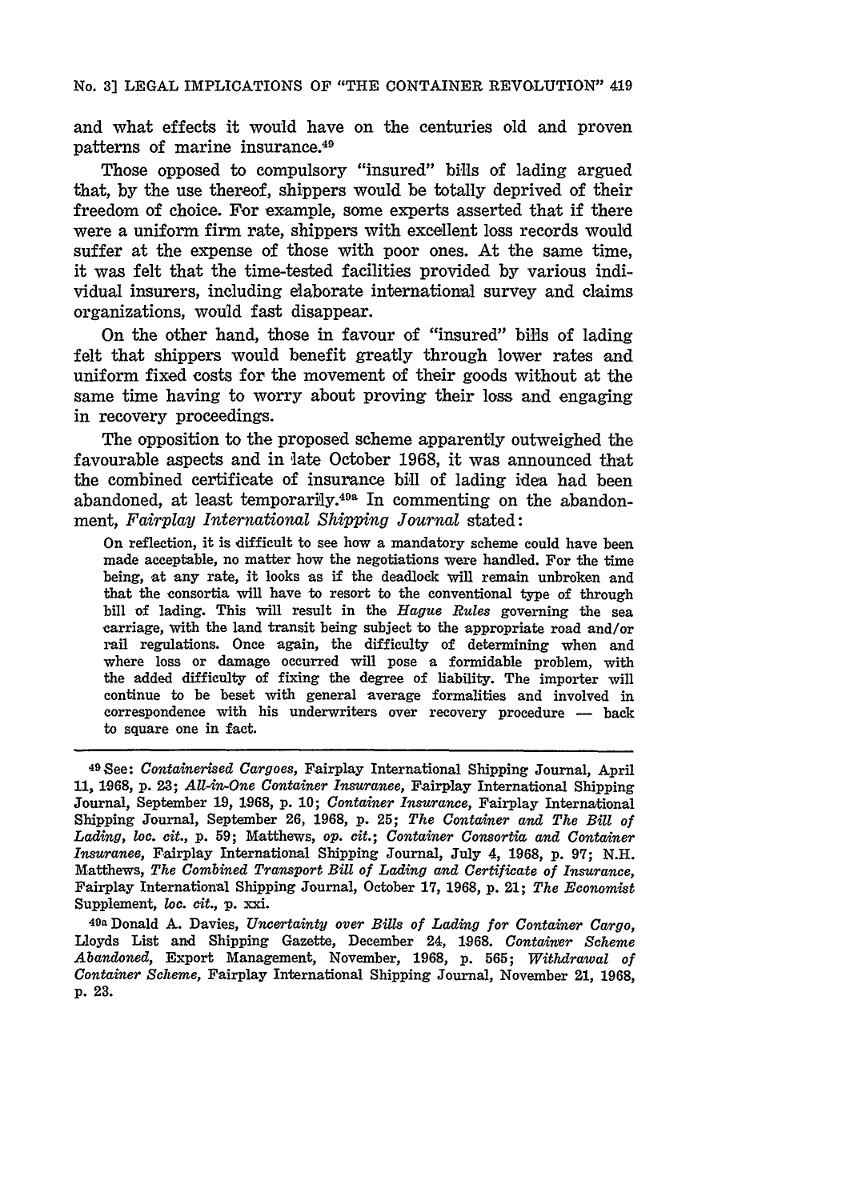and what effects it would have on the centuries old and proven patterns of marine insurance.[49]

Those opposed to compulsory "insured" bills of lading argued that, by the use thereof, shippers would be totally deprived of their freedom of choice. For example, some experts asserted that if there were a uniform firm rate, shippers with excellent loss records would suffer at the expense of those with poor ones. At the same time, it was felt that the time-tested facilities provided by various individual insurers, including elaborate international survey and claims organizations, would fast disappear.

On the other hand, those in favour of "insured" bills of lading felt that shippers would benefit greatly through lower rates and uniform fixed costs for the movement of their goods without at the same time having to worry about proving their loss and engaging in recovery proceedings.

The opposition to the proposed scheme apparently outweighed the favourable aspects and in late October 1968, it was announced that the combined certificate of insurance bill of lading idea had been abandoned, at least temporarily.[49a] In commenting on the abandonment, *Fairplay International Shipping Journal* stated:

> On reflection, it is difficult to see how a mandatory scheme could have been made acceptable, no matter how the negotiations were handled. For the time being, at any rate, it looks as if the deadlock will remain unbroken and that the consortia will have to resort to the conventional type of through bill of lading. This will result in the *Hague Rules* governing the sea carriage, with the land transit being subject to the appropriate road and/or rail regulations. Once again, the difficulty of determining when and where loss or damage occurred will pose a formidable problem, with the added difficulty of fixing the degree of liability. The importer will continue to be beset with general average formalities and involved in correspondence with his underwriters over recovery procedure — back to square one in fact.

---

[49] See: *Containerised Cargoes*, Fairplay International Shipping Journal, April 11, 1968, p. 23; *All-in-One Container Insurance*, Fairplay International Shipping Journal, September 19, 1968, p. 10; *Container Insurance*, Fairplay International Shipping Journal, September 26, 1968, p. 25; *The Container and The Bill of Lading*, *loc. cit.*, p. 59; Matthews, *op. cit.*; *Container Consortia and Container Insurance*, Fairplay International Shipping Journal, July 4, 1968, p. 97; N.H. Matthews, *The Combined Transport Bill of Lading and Certificate of Insurance*, Fairplay International Shipping Journal, October 17, 1968, p. 21; *The Economist* Supplement, *loc. cit.*, p. xxi.

[49a] Donald A. Davies, *Uncertainty over Bills of Lading for Container Cargo*, Lloyds List and Shipping Gazette, December 24, 1968. *Container Scheme Abandoned*, Export Management, November, 1968, p. 565; *Withdrawal of Container Scheme*, Fairplay International Shipping Journal, November 21, 1968, p. 23.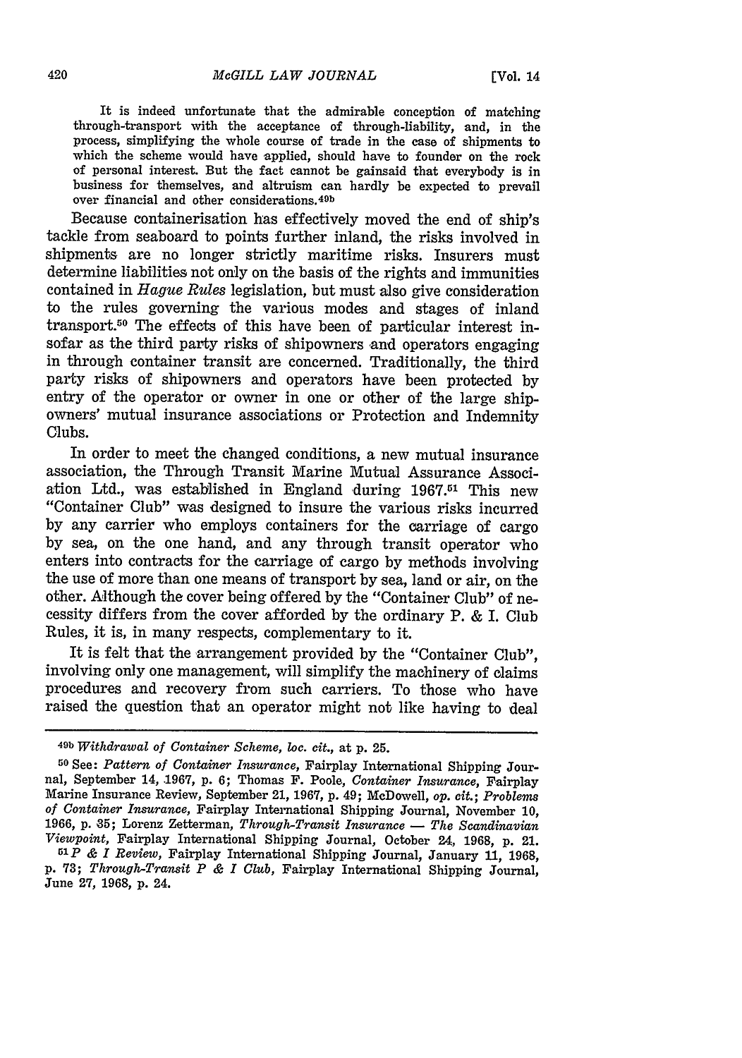> It is indeed unfortunate that the admirable conception of matching through-transport with the acceptance of through-liability, and, in the process, simplifying the whole course of trade in the case of shipments to which the scheme would have applied, should have to founder on the rock of personal interest. But the fact cannot be gainsaid that everybody is in business for themselves, and altruism can hardly be expected to prevail over financial and other considerations.[49b]

Because containerisation has effectively moved the end of ship's tackle from seaboard to points further inland, the risks involved in shipments are no longer strictly maritime risks. Insurers must determine liabilities not only on the basis of the rights and immunities contained in *Hague Rules* legislation, but must also give consideration to the rules governing the various modes and stages of inland transport.[50] The effects of this have been of particular interest insofar as the third party risks of shipowners and operators engaging in through container transit are concerned. Traditionally, the third party risks of shipowners and operators have been protected by entry of the operator or owner in one or other of the large shipowners' mutual insurance associations or Protection and Indemnity Clubs.

In order to meet the changed conditions, a new mutual insurance association, the Through Transit Marine Mutual Assurance Association Ltd., was established in England during 1967.[51] This new "Container Club" was designed to insure the various risks incurred by any carrier who employs containers for the carriage of cargo by sea, on the one hand, and any through transit operator who enters into contracts for the carriage of cargo by methods involving the use of more than one means of transport by sea, land or air, on the other. Although the cover being offered by the "Container Club" of necessity differs from the cover afforded by the ordinary P. & I. Club Rules, it is, in many respects, complementary to it.

It is felt that the arrangement provided by the "Container Club", involving only one management, will simplify the machinery of claims procedures and recovery from such carriers. To those who have raised the question that an operator might not like having to deal

---

[49b] *Withdrawal of Container Scheme, loc. cit.*, at p. 25.

[50] See: *Pattern of Container Insurance*, Fairplay International Shipping Journal, September 14, 1967, p. 6; Thomas F. Poole, *Container Insurance*, Fairplay Marine Insurance Review, September 21, 1967, p. 49; McDowell, *op. cit.*; *Problems of Container Insurance*, Fairplay International Shipping Journal, November 10, 1966, p. 35; Lorenz Zetterman, *Through-Transit Insurance — The Scandinavian Viewpoint*, Fairplay International Shipping Journal, October 24, 1968, p. 21.

[51] *P & I Review*, Fairplay International Shipping Journal, January 11, 1968, p. 73; *Through-Transit P & I Club*, Fairplay International Shipping Journal, June 27, 1968, p. 24.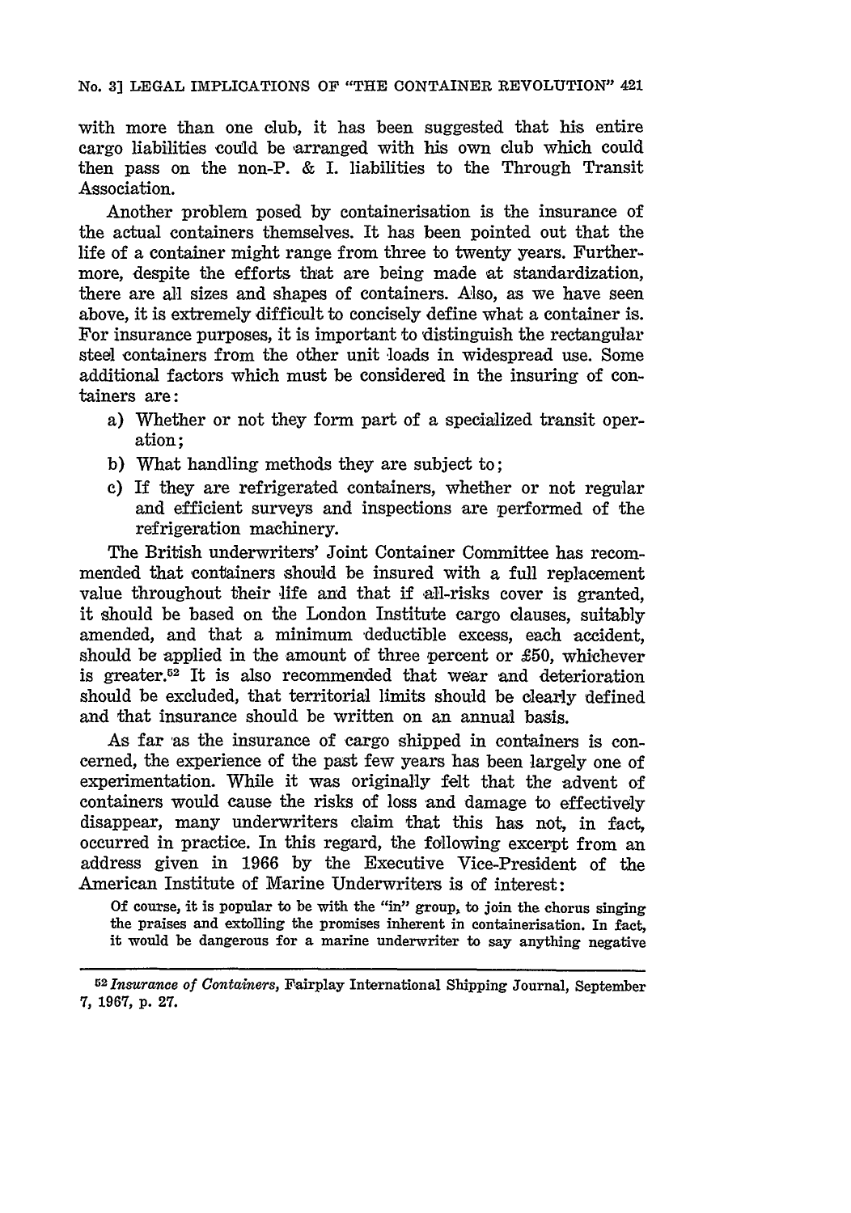with more than one club, it has been suggested that his entire cargo liabilities could be arranged with his own club which could then pass on the non-P. & I. liabilities to the Through Transit Association.

Another problem posed by containerisation is the insurance of the actual containers themselves. It has been pointed out that the life of a container might range from three to twenty years. Furthermore, despite the efforts that are being made at standardization, there are all sizes and shapes of containers. Also, as we have seen above, it is extremely difficult to concisely define what a container is. For insurance purposes, it is important to distinguish the rectangular steel containers from the other unit loads in widespread use. Some additional factors which must be considered in the insuring of containers are:

a) Whether or not they form part of a specialized transit operation;
b) What handling methods they are subject to;
c) If they are refrigerated containers, whether or not regular and efficient surveys and inspections are performed of the refrigeration machinery.

The British underwriters' Joint Container Committee has recommended that containers should be insured with a full replacement value throughout their life and that if all-risks cover is granted, it should be based on the London Institute cargo clauses, suitably amended, and that a minimum deductible excess, each accident, should be applied in the amount of three percent or £50, whichever is greater.[52] It is also recommended that wear and deterioration should be excluded, that territorial limits should be clearly defined and that insurance should be written on an annual basis.

As far as the insurance of cargo shipped in containers is concerned, the experience of the past few years has been largely one of experimentation. While it was originally felt that the advent of containers would cause the risks of loss and damage to effectively disappear, many underwriters claim that this has not, in fact, occurred in practice. In this regard, the following excerpt from an address given in 1966 by the Executive Vice-President of the American Institute of Marine Underwriters is of interest:

> Of course, it is popular to be with the "in" group, to join the chorus singing the praises and extolling the promises inherent in containerisation. In fact, it would be dangerous for a marine underwriter to say anything negative

---

[52] *Insurance of Containers*, Fairplay International Shipping Journal, September 7, 1967, p. 27.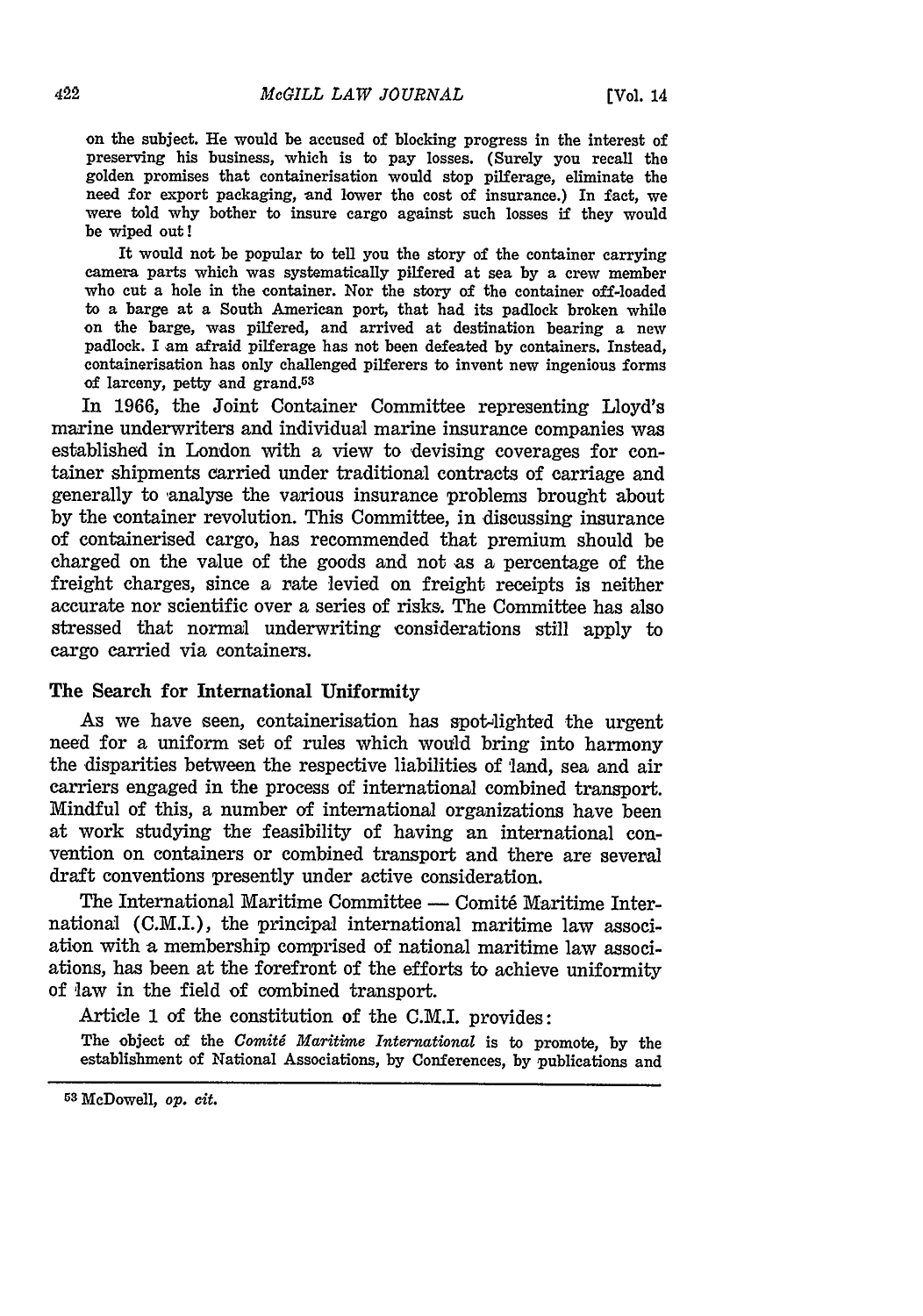on the subject. He would be accused of blocking progress in the interest of preserving his business, which is to pay losses. (Surely you recall the golden promises that containerisation would stop pilferage, eliminate the need for export packaging, and lower the cost of insurance.) In fact, we were told why bother to insure cargo against such losses if they would be wiped out!

It would not be popular to tell you the story of the container carrying camera parts which was systematically pilfered at sea by a crew member who cut a hole in the container. Nor the story of the container off-loaded to a barge at a South American port, that had its padlock broken while on the barge, was pilfered, and arrived at destination bearing a new padlock. I am afraid pilferage has not been defeated by containers. Instead, containerisation has only challenged pilferers to invent new ingenious forms of larceny, petty and grand.[53]

In 1966, the Joint Container Committee representing Lloyd's marine underwriters and individual marine insurance companies was established in London with a view to devising coverages for container shipments carried under traditional contracts of carriage and generally to analyse the various insurance problems brought about by the container revolution. This Committee, in discussing insurance of containerised cargo, has recommended that premium should be charged on the value of the goods and not as a percentage of the freight charges, since a rate levied on freight receipts is neither accurate nor scientific over a series of risks. The Committee has also stressed that normal underwriting considerations still apply to cargo carried via containers.

## The Search for International Uniformity

As we have seen, containerisation has spot-lighted the urgent need for a uniform set of rules which would bring into harmony the disparities between the respective liabilities of land, sea and air carriers engaged in the process of international combined transport. Mindful of this, a number of international organizations have been at work studying the feasibility of having an international convention on containers or combined transport and there are several draft conventions presently under active consideration.

The International Maritime Committee — Comité Maritime International (C.M.I.), the principal international maritime law association with a membership comprised of national maritime law associations, has been at the forefront of the efforts to achieve uniformity of law in the field of combined transport.

Article 1 of the constitution of the C.M.I. provides:

The object of the *Comité Maritime International* is to promote, by the establishment of National Associations, by Conferences, by publications and

---

[53] McDowell, *op. cit.*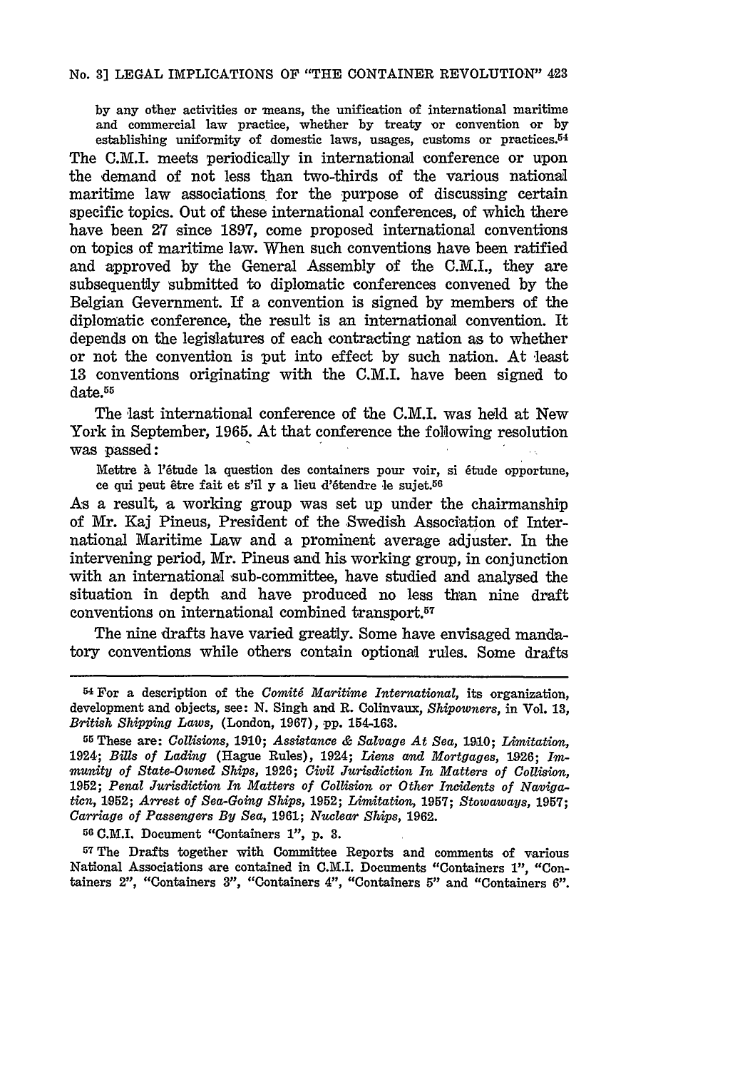> by any other activities or means, the unification of international maritime and commercial law practice, whether by treaty or convention or by establishing uniformity of domestic laws, usages, customs or practices.[54]

The C.M.I. meets periodically in international conference or upon the demand of not less than two-thirds of the various national maritime law associations for the purpose of discussing certain specific topics. Out of these international conferences, of which there have been 27 since 1897, come proposed international conventions on topics of maritime law. When such conventions have been ratified and approved by the General Assembly of the C.M.I., they are subsequently submitted to diplomatic conferences convened by the Belgian Government. If a convention is signed by members of the diplomatic conference, the result is an international convention. It depends on the legislatures of each contracting nation as to whether or not the convention is put into effect by such nation. At least 13 conventions originating with the C.M.I. have been signed to date.[55]

The last international conference of the C.M.I. was held at New York in September, 1965. At that conference the following resolution was passed:

> Mettre à l'étude la question des containers pour voir, si étude opportune, ce qui peut être fait et s'il y a lieu d'étendre le sujet.[56]

As a result, a working group was set up under the chairmanship of Mr. Kaj Pineus, President of the Swedish Association of International Maritime Law and a prominent average adjuster. In the intervening period, Mr. Pineus and his working group, in conjunction with an international sub-committee, have studied and analysed the situation in depth and have produced no less than nine draft conventions on international combined transport.[57]

The nine drafts have varied greatly. Some have envisaged mandatory conventions while others contain optional rules. Some drafts

---

[54] For a description of the *Comité Maritime International*, its organization, development and objects, see: N. Singh and R. Colinvaux, *Shipowners*, in Vol. 13, *British Shipping Laws*, (London, 1967), pp. 154-163.

[55] These are: *Collisions*, 1910; *Assistance & Salvage At Sea*, 1910; *Limitation*, 1924; *Bills of Lading* (Hague Rules), 1924; *Liens and Mortgages*, 1926; *Immunity of State-Owned Ships*, 1926; *Civil Jurisdiction In Matters of Collision*, 1952; *Penal Jurisdiction In Matters of Collision or Other Incidents of Navigation*, 1952; *Arrest of Sea-Going Ships*, 1952; *Limitation*, 1957; *Stowaways*, 1957; *Carriage of Passengers By Sea*, 1961; *Nuclear Ships*, 1962.

[56] C.M.I. Document "Containers 1", p. 3.

[57] The Drafts together with Committee Reports and comments of various National Associations are contained in C.M.I. Documents "Containers 1", "Containers 2", "Containers 3", "Containers 4", "Containers 5" and "Containers 6".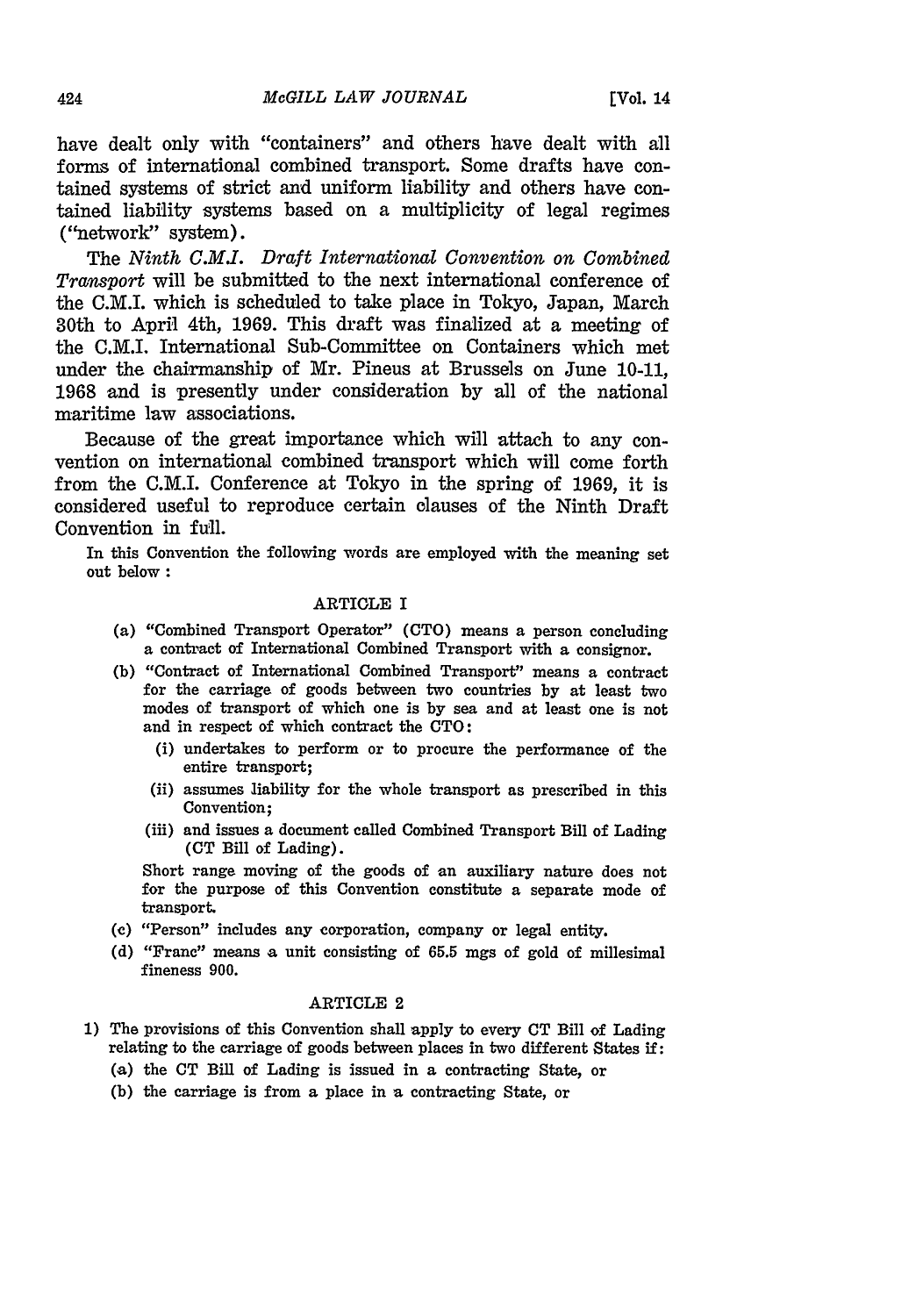have dealt only with "containers" and others have dealt with all forms of international combined transport. Some drafts have contained systems of strict and uniform liability and others have contained liability systems based on a multiplicity of legal regimes ("network" system).

The *Ninth C.M.I. Draft International Convention on Combined Transport* will be submitted to the next international conference of the C.M.I. which is scheduled to take place in Tokyo, Japan, March 30th to April 4th, 1969. This draft was finalized at a meeting of the C.M.I. International Sub-Committee on Containers which met under the chairmanship of Mr. Pineus at Brussels on June 10-11, 1968 and is presently under consideration by all of the national maritime law associations.

Because of the great importance which will attach to any convention on international combined transport which will come forth from the C.M.I. Conference at Tokyo in the spring of 1969, it is considered useful to reproduce certain clauses of the Ninth Draft Convention in full.

In this Convention the following words are employed with the meaning set out below :

ARTICLE I

(a) "Combined Transport Operator" (CTO) means a person concluding a contract of International Combined Transport with a consignor.

(b) "Contract of International Combined Transport" means a contract for the carriage of goods between two countries by at least two modes of transport of which one is by sea and at least one is not and in respect of which contract the CTO:

(i) undertakes to perform or to procure the performance of the entire transport;

(ii) assumes liability for the whole transport as prescribed in this Convention;

(iii) and issues a document called Combined Transport Bill of Lading (CT Bill of Lading).

Short range moving of the goods of an auxiliary nature does not for the purpose of this Convention constitute a separate mode of transport.

(c) "Person" includes any corporation, company or legal entity.

(d) "Franc" means a unit consisting of 65.5 mgs of gold of millesimal fineness 900.

ARTICLE 2

1) The provisions of this Convention shall apply to every CT Bill of Lading relating to the carriage of goods between places in two different States if:

(a) the CT Bill of Lading is issued in a contracting State, or

(b) the carriage is from a place in a contracting State, or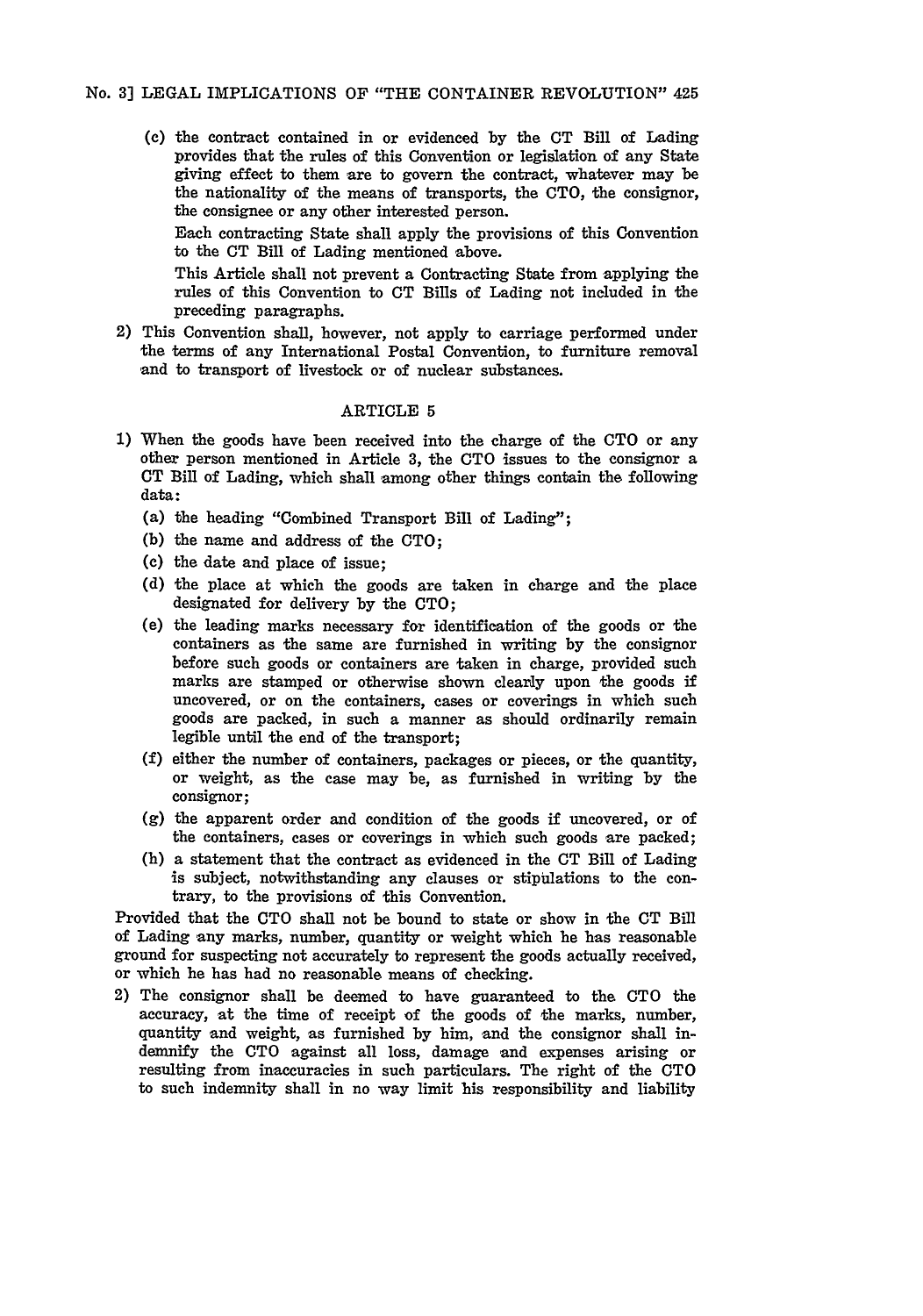(c) the contract contained in or evidenced by the CT Bill of Lading provides that the rules of this Convention or legislation of any State giving effect to them are to govern the contract, whatever may be the nationality of the means of transports, the CTO, the consignor, the consignee or any other interested person.

Each contracting State shall apply the provisions of this Convention to the CT Bill of Lading mentioned above.

This Article shall not prevent a Contracting State from applying the rules of this Convention to CT Bills of Lading not included in the preceding paragraphs.

2) This Convention shall, however, not apply to carriage performed under the terms of any International Postal Convention, to furniture removal and to transport of livestock or of nuclear substances.

ARTICLE 5

1) When the goods have been received into the charge of the CTO or any other person mentioned in Article 3, the CTO issues to the consignor a CT Bill of Lading, which shall among other things contain the following data:
   (a) the heading "Combined Transport Bill of Lading";
   (b) the name and address of the CTO;
   (c) the date and place of issue;
   (d) the place at which the goods are taken in charge and the place designated for delivery by the CTO;
   (e) the leading marks necessary for identification of the goods or the containers as the same are furnished in writing by the consignor before such goods or containers are taken in charge, provided such marks are stamped or otherwise shown clearly upon the goods if uncovered, or on the containers, cases or coverings in which such goods are packed, in such a manner as should ordinarily remain legible until the end of the transport;
   (f) either the number of containers, packages or pieces, or the quantity, or weight, as the case may be, as furnished in writing by the consignor;
   (g) the apparent order and condition of the goods if uncovered, or of the containers, cases or coverings in which such goods are packed;
   (h) a statement that the contract as evidenced in the CT Bill of Lading is subject, notwithstanding any clauses or stipulations to the contrary, to the provisions of this Convention.

Provided that the CTO shall not be bound to state or show in the CT Bill of Lading any marks, number, quantity or weight which he has reasonable ground for suspecting not accurately to represent the goods actually received, or which he has had no reasonable means of checking.

2) The consignor shall be deemed to have guaranteed to the CTO the accuracy, at the time of receipt of the goods of the marks, number, quantity and weight, as furnished by him, and the consignor shall indemnify the CTO against all loss, damage and expenses arising or resulting from inaccuracies in such particulars. The right of the CTO to such indemnity shall in no way limit his responsibility and liability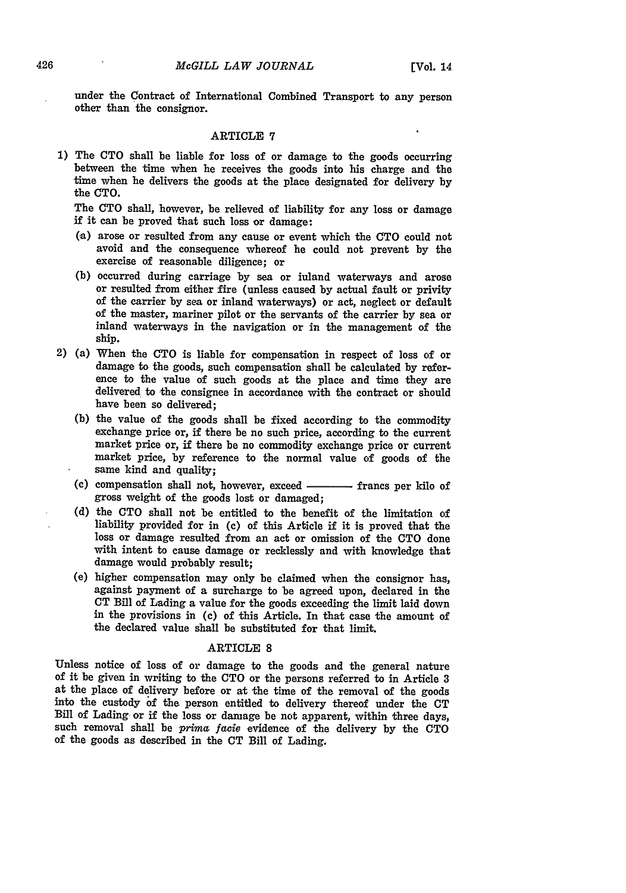under the Contract of International Combined Transport to any person other than the consignor.

### ARTICLE 7

1) The CTO shall be liable for loss of or damage to the goods occurring between the time when he receives the goods into his charge and the time when he delivers the goods at the place designated for delivery by the CTO.

   The CTO shall, however, be relieved of liability for any loss or damage if it can be proved that such loss or damage:

   (a) arose or resulted from any cause or event which the CTO could not avoid and the consequence whereof he could not prevent by the exercise of reasonable diligence; or

   (b) occurred during carriage by sea or iuland waterways and arose or resulted from either fire (unless caused by actual fault or privity of the carrier by sea or inland waterways) or act, neglect or default of the master, mariner pilot or the servants of the carrier by sea or inland waterways in the navigation or in the management of the ship.

2) (a) When the CTO is liable for compensation in respect of loss of or damage to the goods, such compensation shall be calculated by reference to the value of such goods at the place and time they are delivered to the consignee in accordance with the contract or should have been so delivered;

   (b) the value of the goods shall be fixed according to the commodity exchange price or, if there be no such price, according to the current market price or, if there be no commodity exchange price or current market price, by reference to the normal value of goods of the same kind and quality;

   (c) compensation shall not, however, exceed ———— francs per kilo of gross weight of the goods lost or damaged;

   (d) the CTO shall not be entitled to the benefit of the limitation of liability provided for in (c) of this Article if it is proved that the loss or damage resulted from an act or omission of the CTO done with intent to cause damage or recklessly and with knowledge that damage would probably result;

   (e) higher compensation may only be claimed when the consignor has, against payment of a surcharge to be agreed upon, declared in the CT Bill of Lading a value for the goods exceeding the limit laid down in the provisions in (c) of this Article. In that case the amount of the declared value shall be substituted for that limit.

### ARTICLE 8

Unless notice of loss of or damage to the goods and the general nature of it be given in writing to the CTO or the persons referred to in Article 3 at the place of delivery before or at the time of the removal of the goods into the custody of the person entitled to delivery thereof under the CT Bill of Lading or if the loss or damage be not apparent, within three days, such removal shall be *prima facie* evidence of the delivery by the CTO of the goods as described in the CT Bill of Lading.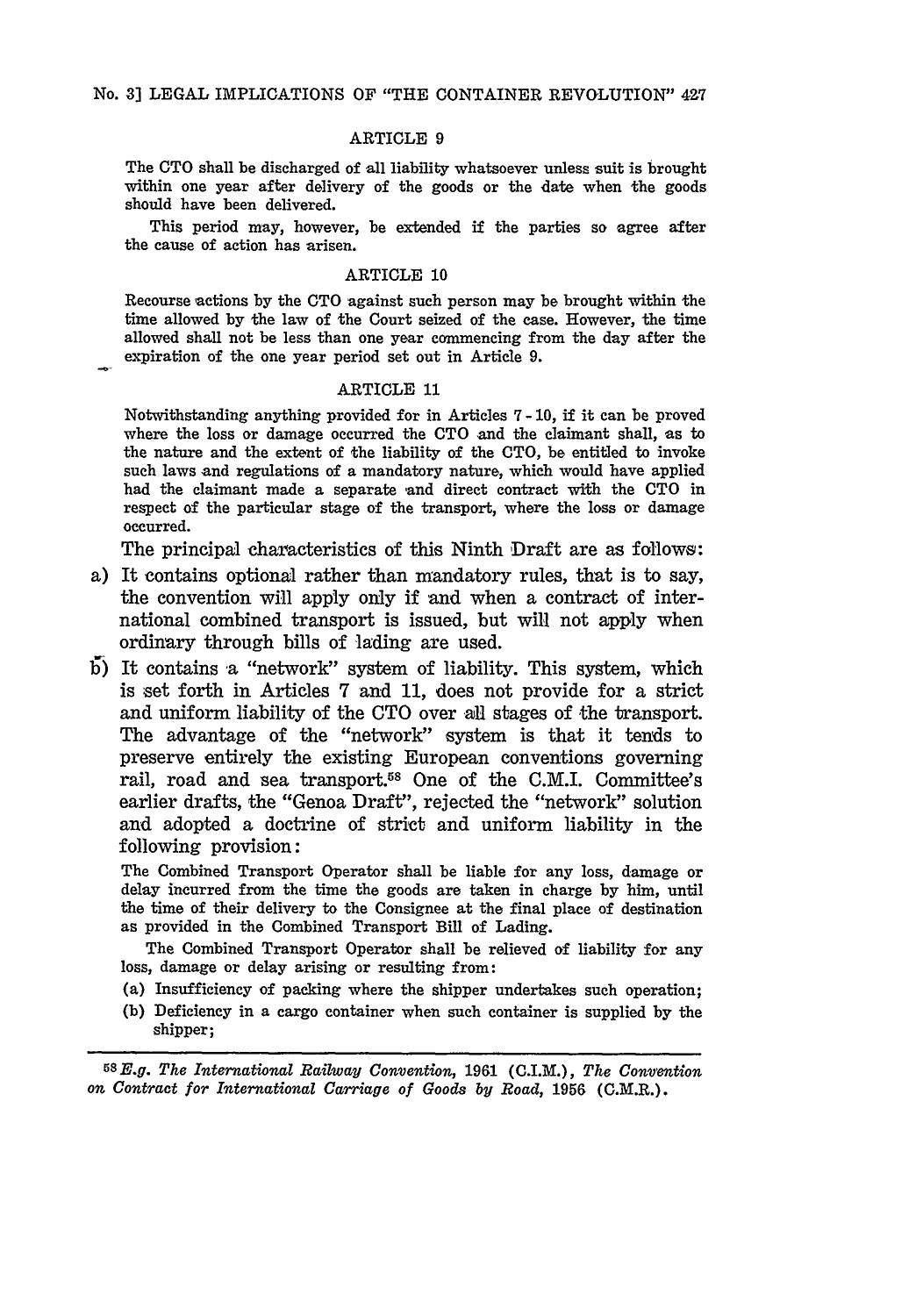### ARTICLE 9

The CTO shall be discharged of all liability whatsoever unless suit is brought within one year after delivery of the goods or the date when the goods should have been delivered.

This period may, however, be extended if the parties so agree after the cause of action has arisen.

### ARTICLE 10

Recourse actions by the CTO against such person may be brought within the time allowed by the law of the Court seized of the case. However, the time allowed shall not be less than one year commencing from the day after the expiration of the one year period set out in Article 9.

### ARTICLE 11

Notwithstanding anything provided for in Articles 7 - 10, if it can be proved where the loss or damage occurred the CTO and the claimant shall, as to the nature and the extent of the liability of the CTO, be entitled to invoke such laws and regulations of a mandatory nature, which would have applied had the claimant made a separate and direct contract with the CTO in respect of the particular stage of the transport, where the loss or damage occurred.

The principal characteristics of this Ninth Draft are as follows:

a) It contains optional rather than mandatory rules, that is to say, the convention will apply only if and when a contract of international combined transport is issued, but will not apply when ordinary through bills of lading are used.

b) It contains a "network" system of liability. This system, which is set forth in Articles 7 and 11, does not provide for a strict and uniform liability of the CTO over all stages of the transport. The advantage of the "network" system is that it tends to preserve entirely the existing European conventions governing rail, road and sea transport.[58] One of the C.M.I. Committee's earlier drafts, the "Genoa Draft", rejected the "network" solution and adopted a doctrine of strict and uniform liability in the following provision:

> The Combined Transport Operator shall be liable for any loss, damage or delay incurred from the time the goods are taken in charge by him, until the time of their delivery to the Consignee at the final place of destination as provided in the Combined Transport Bill of Lading.
>
> The Combined Transport Operator shall be relieved of liability for any loss, damage or delay arising or resulting from:
>
> (a) Insufficiency of packing where the shipper undertakes such operation;
>
> (b) Deficiency in a cargo container when such container is supplied by the shipper;

---

[58] *E.g. The International Railway Convention*, 1961 (C.I.M.), *The Convention on Contract for International Carriage of Goods by Road*, 1956 (C.M.R.).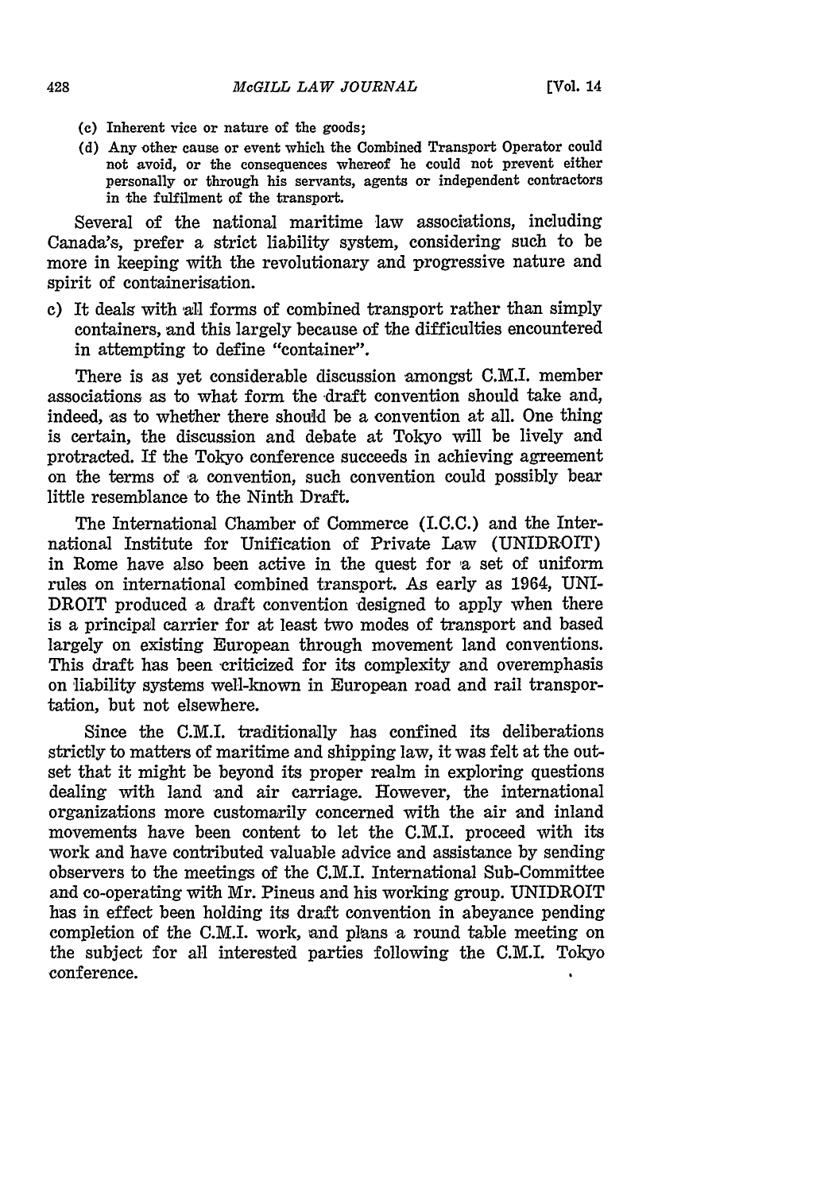(c) Inherent vice or nature of the goods;

(d) Any other cause or event which the Combined Transport Operator could not avoid, or the consequences whereof he could not prevent either personally or through his servants, agents or independent contractors in the fulfilment of the transport.

Several of the national maritime law associations, including Canada's, prefer a strict liability system, considering such to be more in keeping with the revolutionary and progressive nature and spirit of containerisation.

c) It deals with all forms of combined transport rather than simply containers, and this largely because of the difficulties encountered in attempting to define "container".

There is as yet considerable discussion amongst C.M.I. member associations as to what form the draft convention should take and, indeed, as to whether there should be a convention at all. One thing is certain, the discussion and debate at Tokyo will be lively and protracted. If the Tokyo conference succeeds in achieving agreement on the terms of a convention, such convention could possibly bear little resemblance to the Ninth Draft.

The International Chamber of Commerce (I.C.C.) and the International Institute for Unification of Private Law (UNIDROIT) in Rome have also been active in the quest for a set of uniform rules on international combined transport. As early as 1964, UNIDROIT produced a draft convention designed to apply when there is a principal carrier for at least two modes of transport and based largely on existing European through movement land conventions. This draft has been criticized for its complexity and overemphasis on liability systems well-known in European road and rail transportation, but not elsewhere.

Since the C.M.I. traditionally has confined its deliberations strictly to matters of maritime and shipping law, it was felt at the outset that it might be beyond its proper realm in exploring questions dealing with land and air carriage. However, the international organizations more customarily concerned with the air and inland movements have been content to let the C.M.I. proceed with its work and have contributed valuable advice and assistance by sending observers to the meetings of the C.M.I. International Sub-Committee and co-operating with Mr. Pineus and his working group. UNIDROIT has in effect been holding its draft convention in abeyance pending completion of the C.M.I. work, and plans a round table meeting on the subject for all interested parties following the C.M.I. Tokyo conference.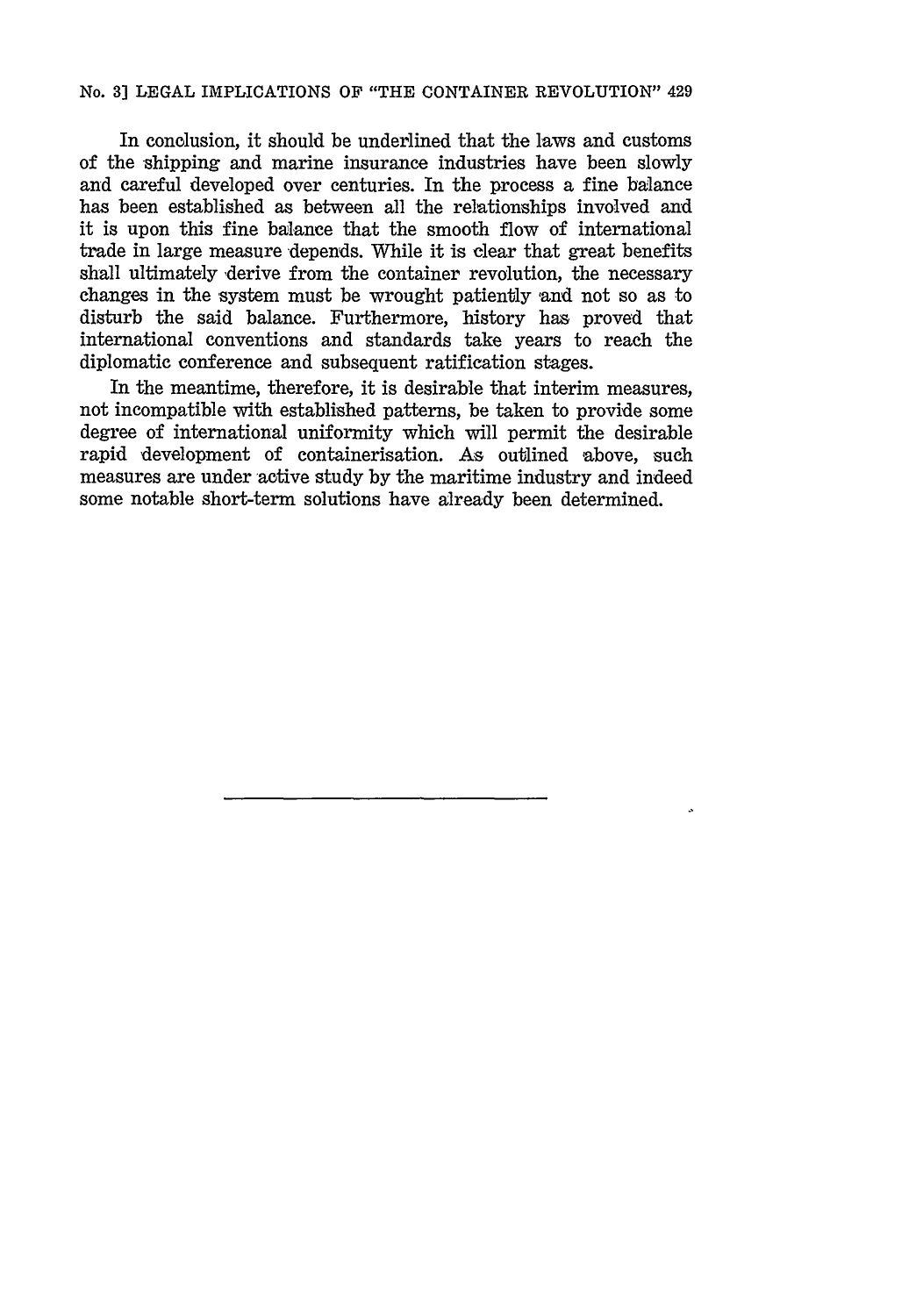In conclusion, it should be underlined that the laws and customs of the shipping and marine insurance industries have been slowly and careful developed over centuries. In the process a fine balance has been established as between all the relationships involved and it is upon this fine balance that the smooth flow of international trade in large measure depends. While it is clear that great benefits shall ultimately derive from the container revolution, the necessary changes in the system must be wrought patiently and not so as to disturb the said balance. Furthermore, history has proved that international conventions and standards take years to reach the diplomatic conference and subsequent ratification stages.

In the meantime, therefore, it is desirable that interim measures, not incompatible with established patterns, be taken to provide some degree of international uniformity which will permit the desirable rapid development of containerisation. As outlined above, such measures are under active study by the maritime industry and indeed some notable short-term solutions have already been determined.